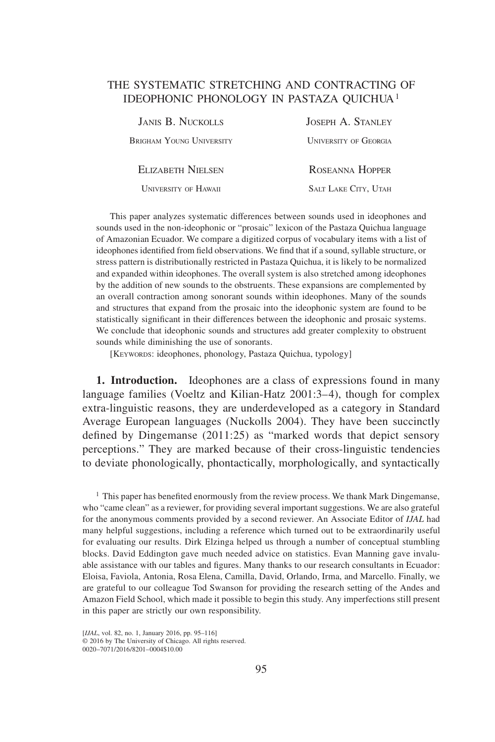# THE SYSTEMATIC STRETCHING AND CONTRACTING OF IDEOPHONIC PHONOLOGY IN PASTAZA QUICHUA[1]

Janis B. Nuckolls
Brigham Young University

Joseph A. Stanley
University of Georgia

Elizabeth Nielsen
University of Hawaii

Roseanna Hopper
Salt Lake City, Utah

This paper analyzes systematic differences between sounds used in ideophones and sounds used in the non-ideophonic or "prosaic" lexicon of the Pastaza Quichua language of Amazonian Ecuador. We compare a digitized corpus of vocabulary items with a list of ideophones identified from field observations. We find that if a sound, syllable structure, or stress pattern is distributionally restricted in Pastaza Quichua, it is likely to be normalized and expanded within ideophones. The overall system is also stretched among ideophones by the addition of new sounds to the obstruents. These expansions are complemented by an overall contraction among sonorant sounds within ideophones. Many of the sounds and structures that expand from the prosaic into the ideophonic system are found to be statistically significant in their differences between the ideophonic and prosaic systems. We conclude that ideophonic sounds and structures add greater complexity to obstruent sounds while diminishing the use of sonorants.

[Keywords: ideophones, phonology, Pastaza Quichua, typology]

**1. Introduction.** Ideophones are a class of expressions found in many language families (Voeltz and Kilian-Hatz 2001:3–4), though for complex extra-linguistic reasons, they are underdeveloped as a category in Standard Average European languages (Nuckolls 2004). They have been succinctly defined by Dingemanse (2011:25) as "marked words that depict sensory perceptions." They are marked because of their cross-linguistic tendencies to deviate phonologically, phontactically, morphologically, and syntactically

[1] This paper has benefited enormously from the review process. We thank Mark Dingemanse, who "came clean" as a reviewer, for providing several important suggestions. We are also grateful for the anonymous comments provided by a second reviewer. An Associate Editor of *IJAL* had many helpful suggestions, including a reference which turned out to be extraordinarily useful for evaluating our results. Dirk Elzinga helped us through a number of conceptual stumbling blocks. David Eddington gave much needed advice on statistics. Evan Manning gave invaluable assistance with our tables and figures. Many thanks to our research consultants in Ecuador: Eloisa, Faviola, Antonia, Rosa Elena, Camilla, David, Orlando, Irma, and Marcello. Finally, we are grateful to our colleague Tod Swanson for providing the research setting of the Andes and Amazon Field School, which made it possible to begin this study. Any imperfections still present in this paper are strictly our own responsibility.

[*IJAL*, vol. 82, no. 1, January 2016, pp. 95–116]
© 2016 by The University of Chicago. All rights reserved.
0020–7071/2016/8201–0004$10.00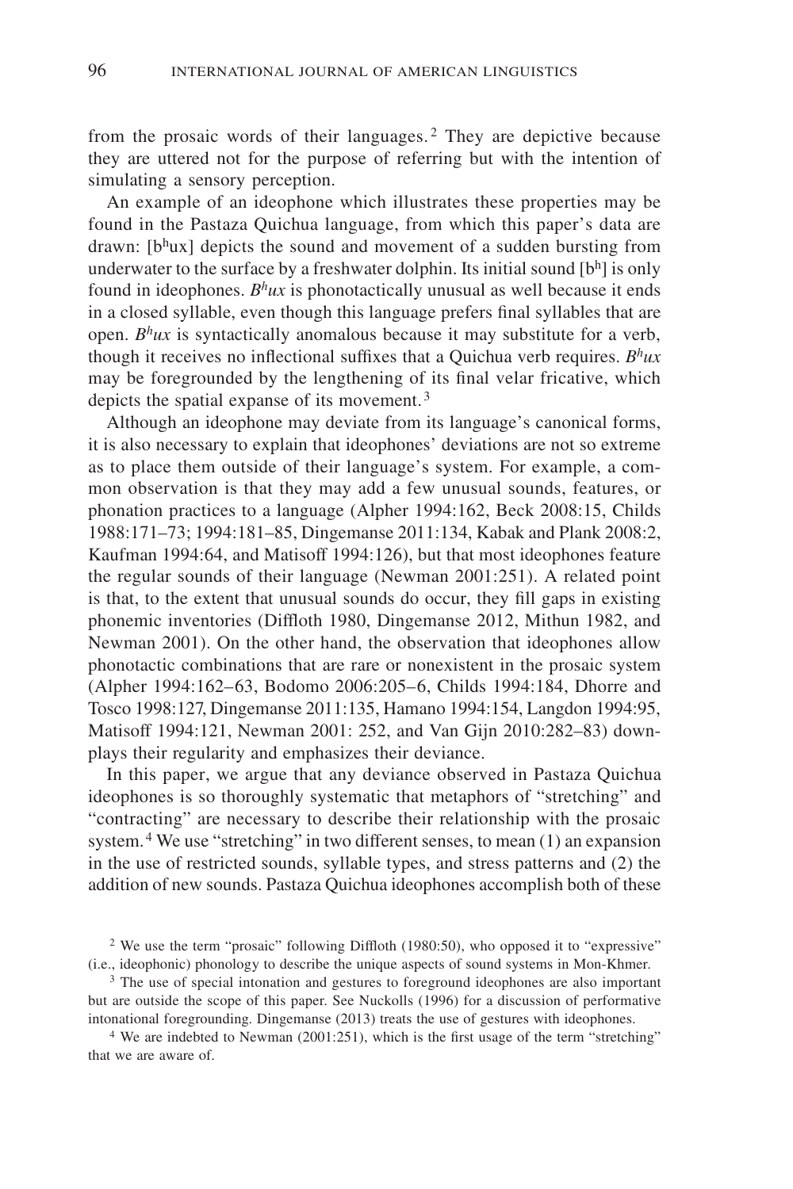from the prosaic words of their languages.[2] They are depictive because they are uttered not for the purpose of referring but with the intention of simulating a sensory perception.

An example of an ideophone which illustrates these properties may be found in the Pastaza Quichua language, from which this paper's data are drawn: [bʰux] depicts the sound and movement of a sudden bursting from underwater to the surface by a freshwater dolphin. Its initial sound [bʰ] is only found in ideophones. *Bʰux* is phonotactically unusual as well because it ends in a closed syllable, even though this language prefers final syllables that are open. *Bʰux* is syntactically anomalous because it may substitute for a verb, though it receives no inflectional suffixes that a Quichua verb requires. *Bʰux* may be foregrounded by the lengthening of its final velar fricative, which depicts the spatial expanse of its movement.[3]

Although an ideophone may deviate from its language's canonical forms, it is also necessary to explain that ideophones' deviations are not so extreme as to place them outside of their language's system. For example, a common observation is that they may add a few unusual sounds, features, or phonation practices to a language (Alpher 1994:162, Beck 2008:15, Childs 1988:171–73; 1994:181–85, Dingemanse 2011:134, Kabak and Plank 2008:2, Kaufman 1994:64, and Matisoff 1994:126), but that most ideophones feature the regular sounds of their language (Newman 2001:251). A related point is that, to the extent that unusual sounds do occur, they fill gaps in existing phonemic inventories (Diffloth 1980, Dingemanse 2012, Mithun 1982, and Newman 2001). On the other hand, the observation that ideophones allow phonotactic combinations that are rare or nonexistent in the prosaic system (Alpher 1994:162–63, Bodomo 2006:205–6, Childs 1994:184, Dhorre and Tosco 1998:127, Dingemanse 2011:135, Hamano 1994:154, Langdon 1994:95, Matisoff 1994:121, Newman 2001: 252, and Van Gijn 2010:282–83) downplays their regularity and emphasizes their deviance.

In this paper, we argue that any deviance observed in Pastaza Quichua ideophones is so thoroughly systematic that metaphors of "stretching" and "contracting" are necessary to describe their relationship with the prosaic system.[4] We use "stretching" in two different senses, to mean (1) an expansion in the use of restricted sounds, syllable types, and stress patterns and (2) the addition of new sounds. Pastaza Quichua ideophones accomplish both of these

[2] We use the term "prosaic" following Diffloth (1980:50), who opposed it to "expressive" (i.e., ideophonic) phonology to describe the unique aspects of sound systems in Mon-Khmer.

[3] The use of special intonation and gestures to foreground ideophones are also important but are outside the scope of this paper. See Nuckolls (1996) for a discussion of performative intonational foregrounding. Dingemanse (2013) treats the use of gestures with ideophones.

[4] We are indebted to Newman (2001:251), which is the first usage of the term "stretching" that we are aware of.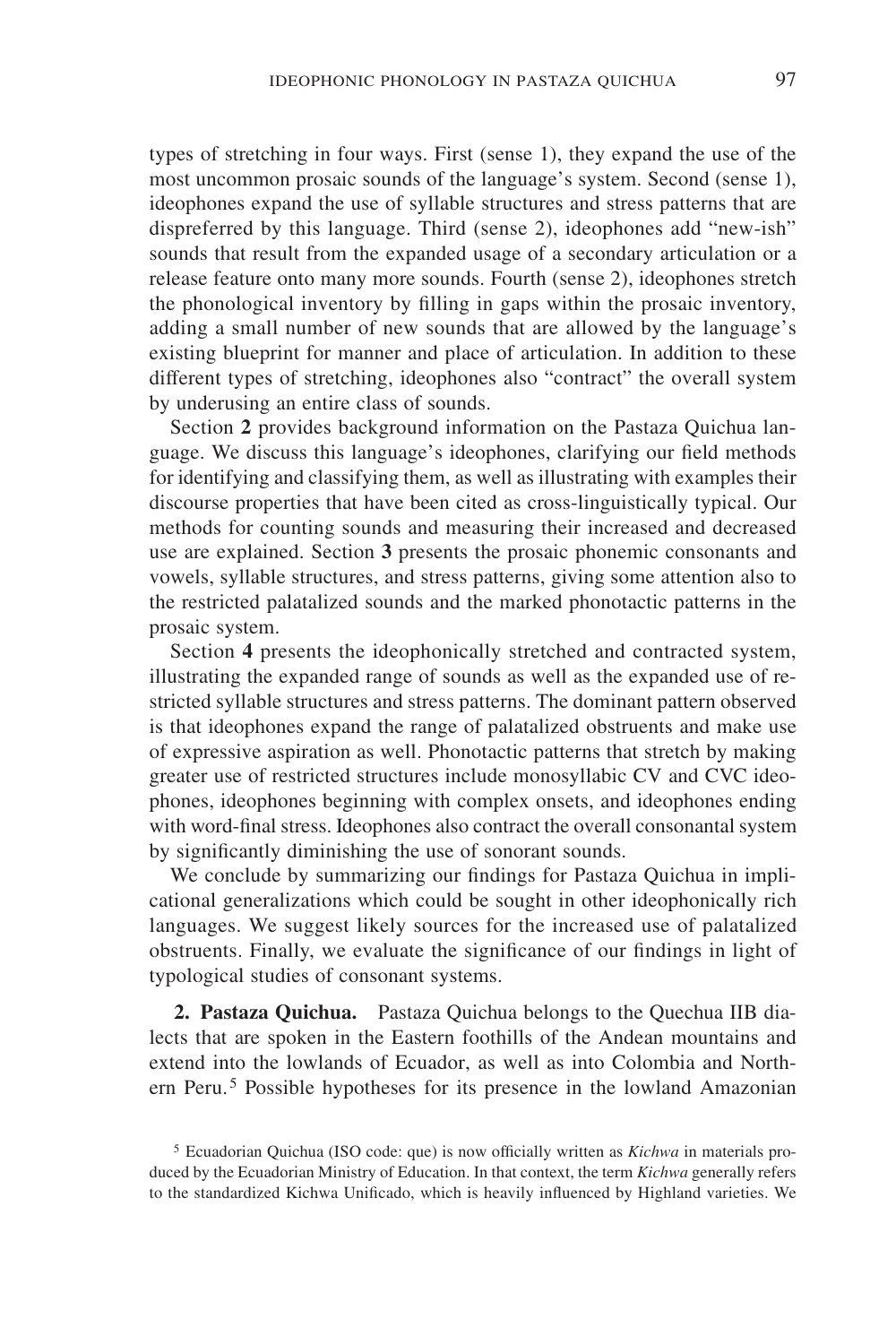types of stretching in four ways. First (sense 1), they expand the use of the most uncommon prosaic sounds of the language's system. Second (sense 1), ideophones expand the use of syllable structures and stress patterns that are dispreferred by this language. Third (sense 2), ideophones add "new-ish" sounds that result from the expanded usage of a secondary articulation or a release feature onto many more sounds. Fourth (sense 2), ideophones stretch the phonological inventory by filling in gaps within the prosaic inventory, adding a small number of new sounds that are allowed by the language's existing blueprint for manner and place of articulation. In addition to these different types of stretching, ideophones also "contract" the overall system by underusing an entire class of sounds.

Section **2** provides background information on the Pastaza Quichua language. We discuss this language's ideophones, clarifying our field methods for identifying and classifying them, as well as illustrating with examples their discourse properties that have been cited as cross-linguistically typical. Our methods for counting sounds and measuring their increased and decreased use are explained. Section **3** presents the prosaic phonemic consonants and vowels, syllable structures, and stress patterns, giving some attention also to the restricted palatalized sounds and the marked phonotactic patterns in the prosaic system.

Section **4** presents the ideophonically stretched and contracted system, illustrating the expanded range of sounds as well as the expanded use of restricted syllable structures and stress patterns. The dominant pattern observed is that ideophones expand the range of palatalized obstruents and make use of expressive aspiration as well. Phonotactic patterns that stretch by making greater use of restricted structures include monosyllabic CV and CVC ideophones, ideophones beginning with complex onsets, and ideophones ending with word-final stress. Ideophones also contract the overall consonantal system by significantly diminishing the use of sonorant sounds.

We conclude by summarizing our findings for Pastaza Quichua in implicational generalizations which could be sought in other ideophonically rich languages. We suggest likely sources for the increased use of palatalized obstruents. Finally, we evaluate the significance of our findings in light of typological studies of consonant systems.

**2. Pastaza Quichua.** Pastaza Quichua belongs to the Quechua IIB dialects that are spoken in the Eastern foothills of the Andean mountains and extend into the lowlands of Ecuador, as well as into Colombia and Northern Peru.[5] Possible hypotheses for its presence in the lowland Amazonian

[5] Ecuadorian Quichua (ISO code: que) is now officially written as *Kichwa* in materials produced by the Ecuadorian Ministry of Education. In that context, the term *Kichwa* generally refers to the standardized Kichwa Unificado, which is heavily influenced by Highland varieties. We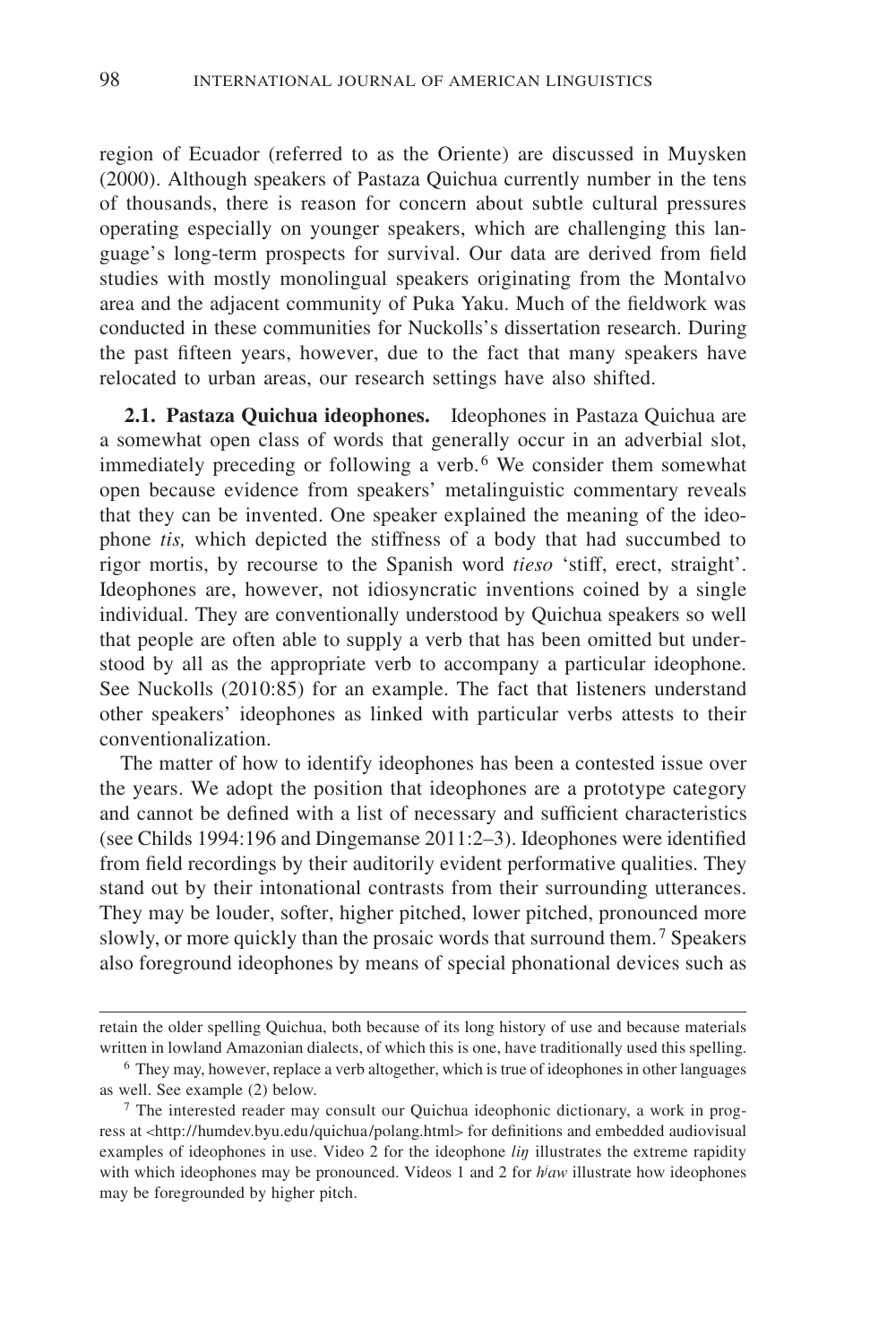region of Ecuador (referred to as the Oriente) are discussed in Muysken (2000). Although speakers of Pastaza Quichua currently number in the tens of thousands, there is reason for concern about subtle cultural pressures operating especially on younger speakers, which are challenging this language's long-term prospects for survival. Our data are derived from field studies with mostly monolingual speakers originating from the Montalvo area and the adjacent community of Puka Yaku. Much of the fieldwork was conducted in these communities for Nuckolls's dissertation research. During the past fifteen years, however, due to the fact that many speakers have relocated to urban areas, our research settings have also shifted.

**2.1. Pastaza Quichua ideophones.** Ideophones in Pastaza Quichua are a somewhat open class of words that generally occur in an adverbial slot, immediately preceding or following a verb.[6] We consider them somewhat open because evidence from speakers' metalinguistic commentary reveals that they can be invented. One speaker explained the meaning of the ideophone *tis,* which depicted the stiffness of a body that had succumbed to rigor mortis, by recourse to the Spanish word *tieso* 'stiff, erect, straight'. Ideophones are, however, not idiosyncratic inventions coined by a single individual. They are conventionally understood by Quichua speakers so well that people are often able to supply a verb that has been omitted but understood by all as the appropriate verb to accompany a particular ideophone. See Nuckolls (2010:85) for an example. The fact that listeners understand other speakers' ideophones as linked with particular verbs attests to their conventionalization.

The matter of how to identify ideophones has been a contested issue over the years. We adopt the position that ideophones are a prototype category and cannot be defined with a list of necessary and sufficient characteristics (see Childs 1994:196 and Dingemanse 2011:2–3). Ideophones were identified from field recordings by their auditorily evident performative qualities. They stand out by their intonational contrasts from their surrounding utterances. They may be louder, softer, higher pitched, lower pitched, pronounced more slowly, or more quickly than the prosaic words that surround them.[7] Speakers also foreground ideophones by means of special phonational devices such as

---

retain the older spelling Quichua, both because of its long history of use and because materials written in lowland Amazonian dialects, of which this is one, have traditionally used this spelling.

[6] They may, however, replace a verb altogether, which is true of ideophones in other languages as well. See example (2) below.

[7] The interested reader may consult our Quichua ideophonic dictionary, a work in progress at <http://humdev.byu.edu/quichua/polang.html> for definitions and embedded audiovisual examples of ideophones in use. Video 2 for the ideophone *liŋ* illustrates the extreme rapidity with which ideophones may be pronounced. Videos 1 and 2 for *h/aw* illustrate how ideophones may be foregrounded by higher pitch.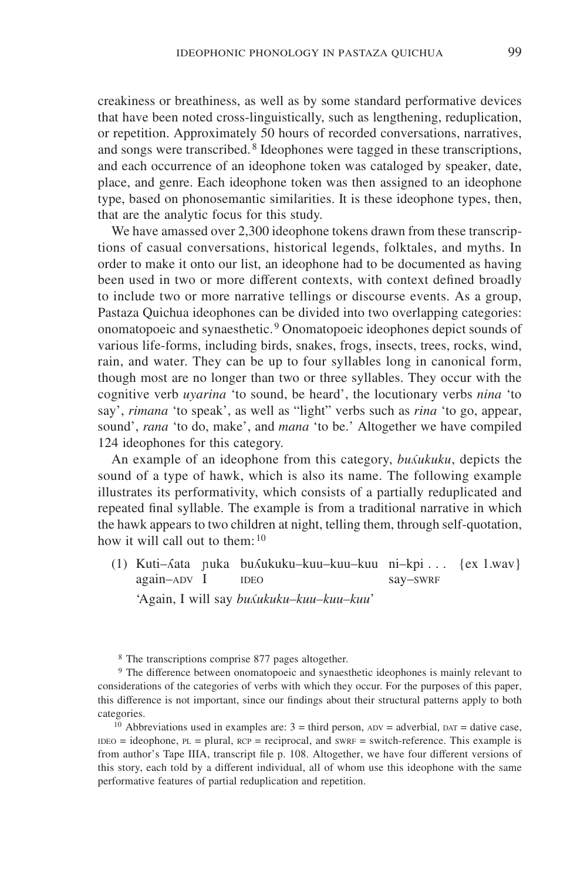creakiness or breathiness, as well as by some standard performative devices that have been noted cross-linguistically, such as lengthening, reduplication, or repetition. Approximately 50 hours of recorded conversations, narratives, and songs were transcribed.[8] Ideophones were tagged in these transcriptions, and each occurrence of an ideophone token was cataloged by speaker, date, place, and genre. Each ideophone token was then assigned to an ideophone type, based on phonosemantic similarities. It is these ideophone types, then, that are the analytic focus for this study.

We have amassed over 2,300 ideophone tokens drawn from these transcriptions of casual conversations, historical legends, folktales, and myths. In order to make it onto our list, an ideophone had to be documented as having been used in two or more different contexts, with context defined broadly to include two or more narrative tellings or discourse events. As a group, Pastaza Quichua ideophones can be divided into two overlapping categories: onomatopoeic and synaesthetic.[9] Onomatopoeic ideophones depict sounds of various life-forms, including birds, snakes, frogs, insects, trees, rocks, wind, rain, and water. They can be up to four syllables long in canonical form, though most are no longer than two or three syllables. They occur with the cognitive verb *uyarina* 'to sound, be heard', the locutionary verbs *nina* 'to say', *rimana* 'to speak', as well as "light" verbs such as *rina* 'to go, appear, sound', *rana* 'to do, make', and *mana* 'to be.' Altogether we have compiled 124 ideophones for this category.

An example of an ideophone from this category, *buʎukuku*, depicts the sound of a type of hawk, which is also its name. The following example illustrates its performativity, which consists of a partially reduplicated and repeated final syllable. The example is from a traditional narrative in which the hawk appears to two children at night, telling them, through self-quotation, how it will call out to them:[10]

(1) Kuti–ʎata ɲuka buʎukuku–kuu–kuu–kuu ni–kpi . . . {ex 1.wav}
    again–ADV I IDEO say–SWRF

'Again, I will say *buʎukuku–kuu–kuu–kuu*'

---

[8] The transcriptions comprise 877 pages altogether.

[9] The difference between onomatopoeic and synaesthetic ideophones is mainly relevant to considerations of the categories of verbs with which they occur. For the purposes of this paper, this difference is not important, since our findings about their structural patterns apply to both categories.

[10] Abbreviations used in examples are: 3 = third person, ADV = adverbial, DAT = dative case, IDEO = ideophone, PL = plural, RCP = reciprocal, and SWRF = switch-reference. This example is from author's Tape IIIA, transcript file p. 108. Altogether, we have four different versions of this story, each told by a different individual, all of whom use this ideophone with the same performative features of partial reduplication and repetition.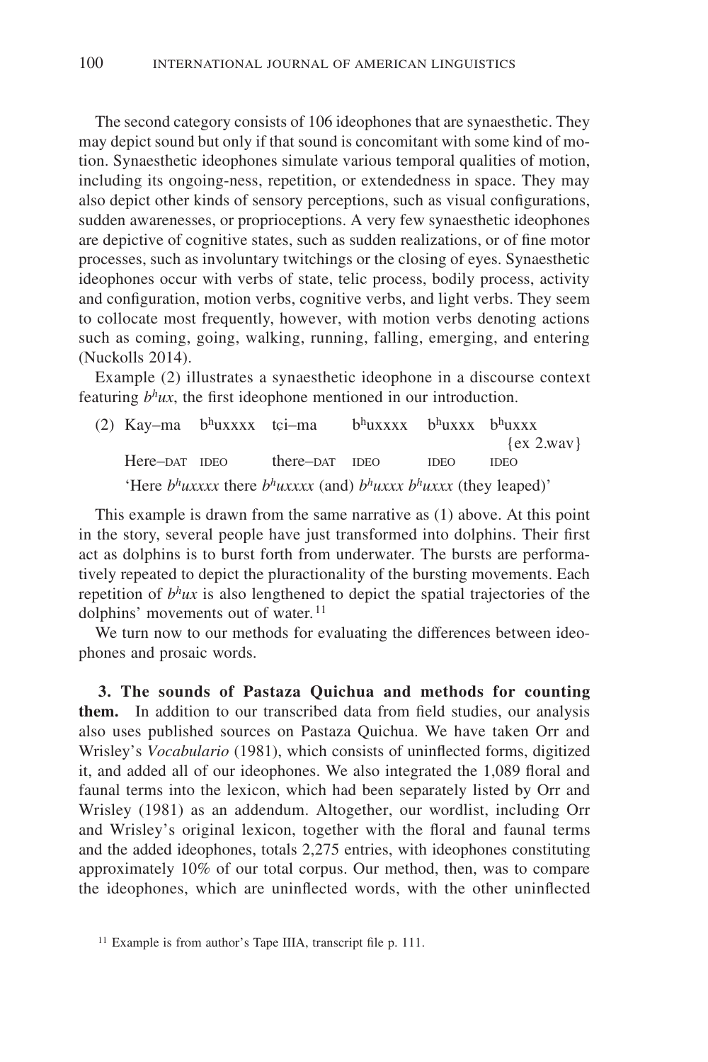The second category consists of 106 ideophones that are synaesthetic. They may depict sound but only if that sound is concomitant with some kind of motion. Synaesthetic ideophones simulate various temporal qualities of motion, including its ongoing-ness, repetition, or extendedness in space. They may also depict other kinds of sensory perceptions, such as visual configurations, sudden awarenesses, or proprioceptions. A very few synaesthetic ideophones are depictive of cognitive states, such as sudden realizations, or of fine motor processes, such as involuntary twitchings or the closing of eyes. Synaesthetic ideophones occur with verbs of state, telic process, bodily process, activity and configuration, motion verbs, cognitive verbs, and light verbs. They seem to collocate most frequently, however, with motion verbs denoting actions such as coming, going, walking, running, falling, emerging, and entering (Nuckolls 2014).

Example (2) illustrates a synaesthetic ideophone in a discourse context featuring *bʰux*, the first ideophone mentioned in our introduction.

(2) Kay–ma bʰuxxxx tɕi–ma bʰuxxxx bʰuxxx bʰuxxx {ex 2.wav}
Here–DAT IDEO there–DAT IDEO IDEO IDEO
'Here *bʰuxxxx* there *bʰuxxxx* (and) *bʰuxxx bʰuxxx* (they leaped)'

This example is drawn from the same narrative as (1) above. At this point in the story, several people have just transformed into dolphins. Their first act as dolphins is to burst forth from underwater. The bursts are performatively repeated to depict the pluractionality of the bursting movements. Each repetition of *bʰux* is also lengthened to depict the spatial trajectories of the dolphins' movements out of water.[11]

We turn now to our methods for evaluating the differences between ideophones and prosaic words.

**3. The sounds of Pastaza Quichua and methods for counting them.** In addition to our transcribed data from field studies, our analysis also uses published sources on Pastaza Quichua. We have taken Orr and Wrisley's *Vocabulario* (1981), which consists of uninflected forms, digitized it, and added all of our ideophones. We also integrated the 1,089 floral and faunal terms into the lexicon, which had been separately listed by Orr and Wrisley (1981) as an addendum. Altogether, our wordlist, including Orr and Wrisley's original lexicon, together with the floral and faunal terms and the added ideophones, totals 2,275 entries, with ideophones constituting approximately 10% of our total corpus. Our method, then, was to compare the ideophones, which are uninflected words, with the other uninflected

[11] Example is from author's Tape IIIA, transcript file p. 111.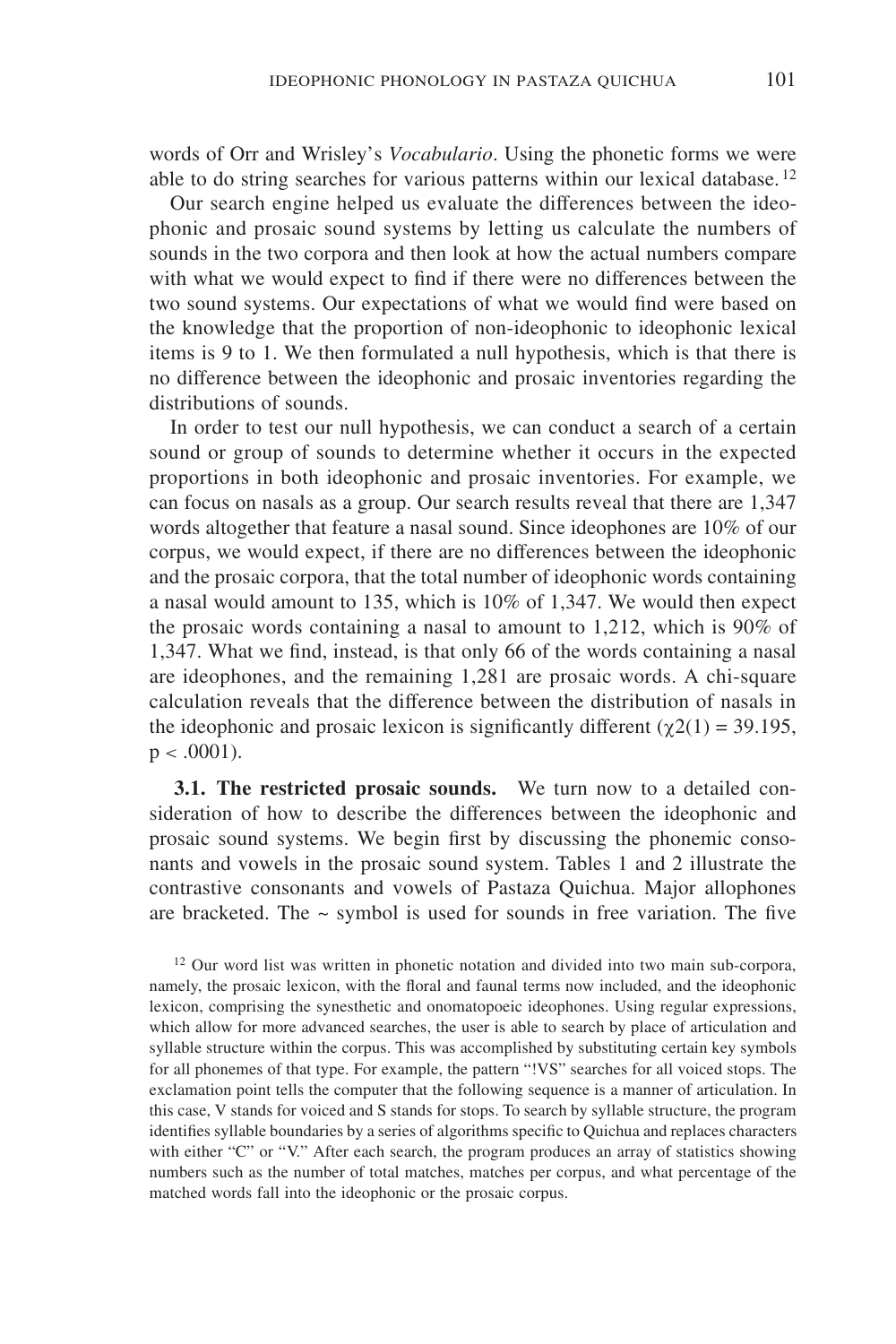words of Orr and Wrisley's *Vocabulario*. Using the phonetic forms we were able to do string searches for various patterns within our lexical database.[12]

Our search engine helped us evaluate the differences between the ideophonic and prosaic sound systems by letting us calculate the numbers of sounds in the two corpora and then look at how the actual numbers compare with what we would expect to find if there were no differences between the two sound systems. Our expectations of what we would find were based on the knowledge that the proportion of non-ideophonic to ideophonic lexical items is 9 to 1. We then formulated a null hypothesis, which is that there is no difference between the ideophonic and prosaic inventories regarding the distributions of sounds.

In order to test our null hypothesis, we can conduct a search of a certain sound or group of sounds to determine whether it occurs in the expected proportions in both ideophonic and prosaic inventories. For example, we can focus on nasals as a group. Our search results reveal that there are 1,347 words altogether that feature a nasal sound. Since ideophones are 10% of our corpus, we would expect, if there are no differences between the ideophonic and the prosaic corpora, that the total number of ideophonic words containing a nasal would amount to 135, which is 10% of 1,347. We would then expect the prosaic words containing a nasal to amount to 1,212, which is 90% of 1,347. What we find, instead, is that only 66 of the words containing a nasal are ideophones, and the remaining 1,281 are prosaic words. A chi-square calculation reveals that the difference between the distribution of nasals in the ideophonic and prosaic lexicon is significantly different ($\chi2(1) = 39.195$, $p < .0001$).

**3.1. The restricted prosaic sounds.** We turn now to a detailed consideration of how to describe the differences between the ideophonic and prosaic sound systems. We begin first by discussing the phonemic consonants and vowels in the prosaic sound system. Tables 1 and 2 illustrate the contrastive consonants and vowels of Pastaza Quichua. Major allophones are bracketed. The ~ symbol is used for sounds in free variation. The five

[12] Our word list was written in phonetic notation and divided into two main sub-corpora, namely, the prosaic lexicon, with the floral and faunal terms now included, and the ideophonic lexicon, comprising the synesthetic and onomatopoeic ideophones. Using regular expressions, which allow for more advanced searches, the user is able to search by place of articulation and syllable structure within the corpus. This was accomplished by substituting certain key symbols for all phonemes of that type. For example, the pattern "!VS" searches for all voiced stops. The exclamation point tells the computer that the following sequence is a manner of articulation. In this case, V stands for voiced and S stands for stops. To search by syllable structure, the program identifies syllable boundaries by a series of algorithms specific to Quichua and replaces characters with either "C" or "V." After each search, the program produces an array of statistics showing numbers such as the number of total matches, matches per corpus, and what percentage of the matched words fall into the ideophonic or the prosaic corpus.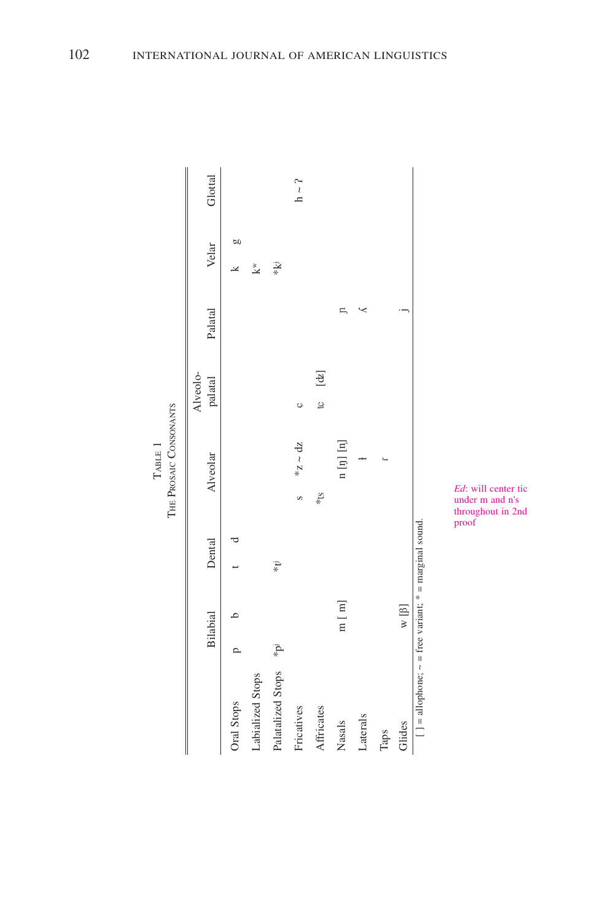TABLE 1
THE PROSAIC CONSONANTS

| | Bilabial | Dental | Alveolar | Alveolo-palatal | Palatal | Velar | Glottal |
|---|---|---|---|---|---|---|---|
| Oral Stops | p b | t d | | | | k g | |
| Labialized Stops | | | | | | $k^w$ | |
| Palatalized Stops | *$p^j$ | *$t^j$ | | | | *$k^j$ | |
| Fricatives | | | s *z ~ dz | ɕ | | | h ~ ʔ |
| Affricates | | | *ts | tɕ [dʑ] | | | |
| Nasals | m [ m] | | n [ŋ] [n̥] | | ɲ | | |
| Laterals | | | ɬ | | ʎ | | |
| Taps | | | ɾ | | | | |
| Glides | w [β] | | | | j | | |

[ ] = allophone; ~ = free variant; * = marginal sound.

*Ed*: will center tic under m and n's throughout in 2nd proof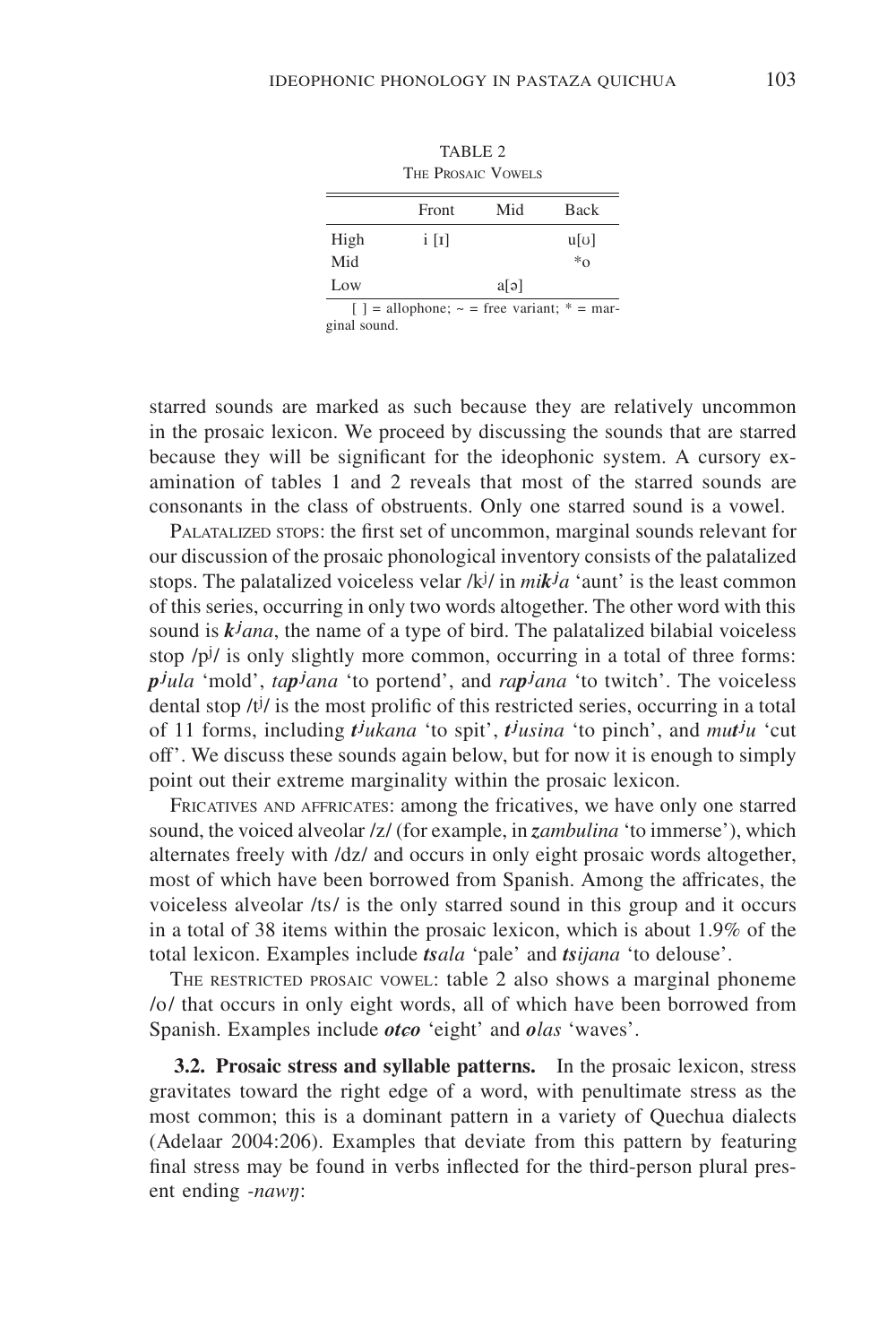TABLE 2
THE PROSAIC VOWELS

| | Front | Mid | Back |
|---|---|---|---|
| High | i [ɪ] | | u[ʊ] |
| Mid | | | *o |
| Low | | a[ə] | |

[ ] = allophone; ~ = free variant; * = marginal sound.

starred sounds are marked as such because they are relatively uncommon in the prosaic lexicon. We proceed by discussing the sounds that are starred because they will be significant for the ideophonic system. A cursory examination of tables 1 and 2 reveals that most of the starred sounds are consonants in the class of obstruents. Only one starred sound is a vowel.

PALATALIZED STOPS: the first set of uncommon, marginal sounds relevant for our discussion of the prosaic phonological inventory consists of the palatalized stops. The palatalized voiceless velar /kʲ/ in *mi**kʲ**a* 'aunt' is the least common of this series, occurring in only two words altogether. The other word with this sound is ***kʲ**ana*, the name of a type of bird. The palatalized bilabial voiceless stop /pʲ/ is only slightly more common, occurring in a total of three forms: ***pʲ**ula* 'mold', *ta**pʲ**ana* 'to portend', and *ra**pʲ**ana* 'to twitch'. The voiceless dental stop /tʲ/ is the most prolific of this restricted series, occurring in a total of 11 forms, including ***tʲ**ukana* 'to spit', ***tʲ**usina* 'to pinch', and *mu**tʲ**u* 'cut off'. We discuss these sounds again below, but for now it is enough to simply point out their extreme marginality within the prosaic lexicon.

FRICATIVES AND AFFRICATES: among the fricatives, we have only one starred sound, the voiced alveolar /z/ (for example, in ***z**ambulina* 'to immerse'), which alternates freely with /dz/ and occurs in only eight prosaic words altogether, most of which have been borrowed from Spanish. Among the affricates, the voiceless alveolar /ts/ is the only starred sound in this group and it occurs in a total of 38 items within the prosaic lexicon, which is about 1.9% of the total lexicon. Examples include ***ts**ala* 'pale' and ***ts**ijana* 'to delouse'.

THE RESTRICTED PROSAIC VOWEL: table 2 also shows a marginal phoneme /o/ that occurs in only eight words, all of which have been borrowed from Spanish. Examples include ***o**tʃ**o*** 'eight' and ***o**las* 'waves'.

**3.2. Prosaic stress and syllable patterns.** In the prosaic lexicon, stress gravitates toward the right edge of a word, with penultimate stress as the most common; this is a dominant pattern in a variety of Quechua dialects (Adelaar 2004:206). Examples that deviate from this pattern by featuring final stress may be found in verbs inflected for the third-person plural present ending *-nawŋ*: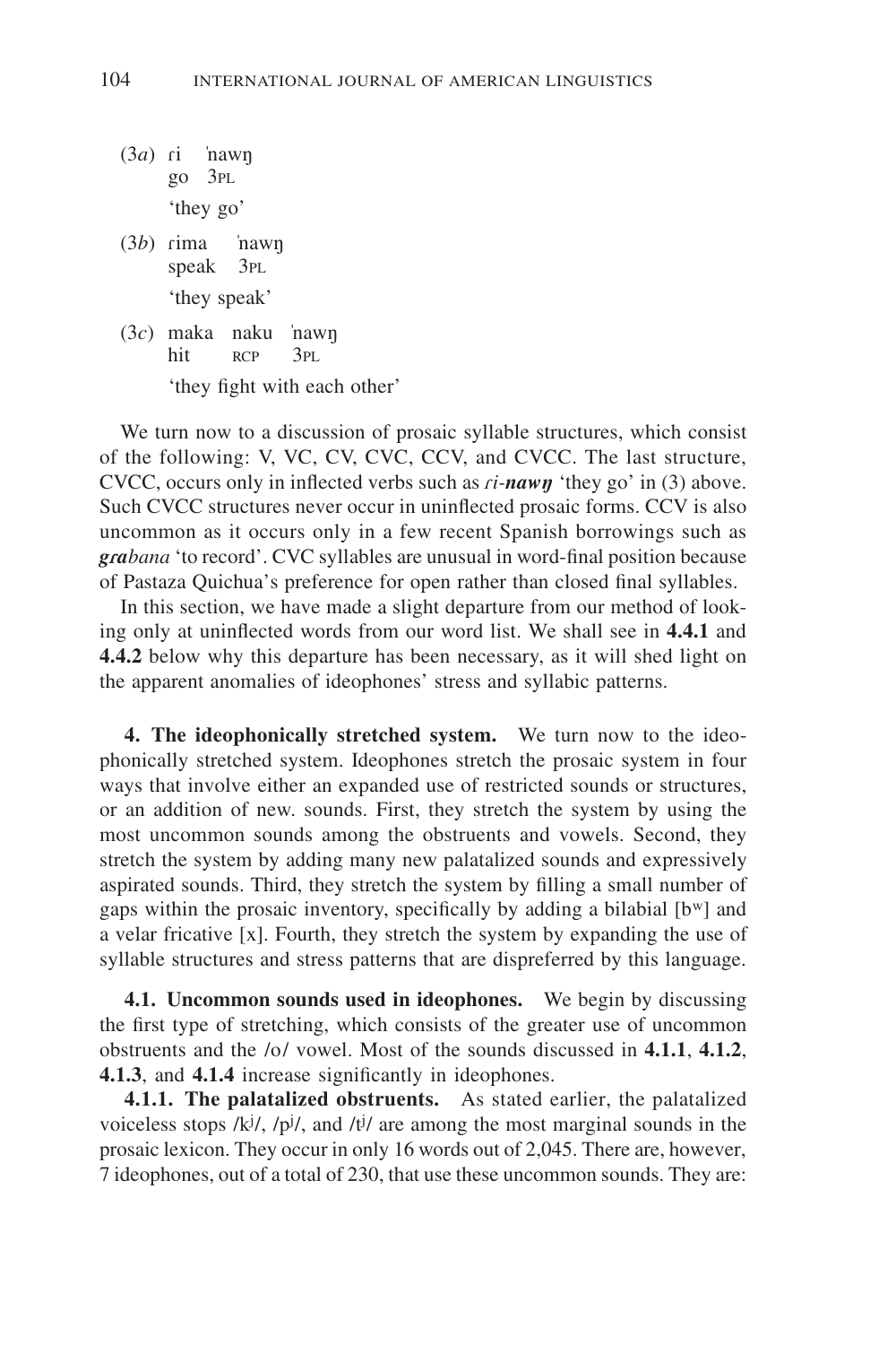(3*a*) ɾi ˈnawŋ
go 3PL
'they go'

(3*b*) ɾima ˈnawŋ
speak 3PL
'they speak'

(3*c*) maka naku ˈnawŋ
hit RCP 3PL
'they fight with each other'

We turn now to a discussion of prosaic syllable structures, which consist of the following: V, VC, CV, CVC, CCV, and CVCC. The last structure, CVCC, occurs only in inflected verbs such as *ɾi-**nawŋ*** 'they go' in (3) above. Such CVCC structures never occur in uninflected prosaic forms. CCV is also uncommon as it occurs only in a few recent Spanish borrowings such as ***gɾa**bana* 'to record'. CVC syllables are unusual in word-final position because of Pastaza Quichua's preference for open rather than closed final syllables.

In this section, we have made a slight departure from our method of looking only at uninflected words from our word list. We shall see in **4.4.1** and **4.4.2** below why this departure has been necessary, as it will shed light on the apparent anomalies of ideophones' stress and syllabic patterns.

**4. The ideophonically stretched system.** We turn now to the ideophonically stretched system. Ideophones stretch the prosaic system in four ways that involve either an expanded use of restricted sounds or structures, or an addition of new. sounds. First, they stretch the system by using the most uncommon sounds among the obstruents and vowels. Second, they stretch the system by adding many new palatalized sounds and expressively aspirated sounds. Third, they stretch the system by filling a small number of gaps within the prosaic inventory, specifically by adding a bilabial [bʷ] and a velar fricative [x]. Fourth, they stretch the system by expanding the use of syllable structures and stress patterns that are dispreferred by this language.

**4.1. Uncommon sounds used in ideophones.** We begin by discussing the first type of stretching, which consists of the greater use of uncommon obstruents and the /o/ vowel. Most of the sounds discussed in **4.1.1**, **4.1.2**, **4.1.3**, and **4.1.4** increase significantly in ideophones.

**4.1.1. The palatalized obstruents.** As stated earlier, the palatalized voiceless stops /kʲ/, /pʲ/, and /tʲ/ are among the most marginal sounds in the prosaic lexicon. They occur in only 16 words out of 2,045. There are, however, 7 ideophones, out of a total of 230, that use these uncommon sounds. They are: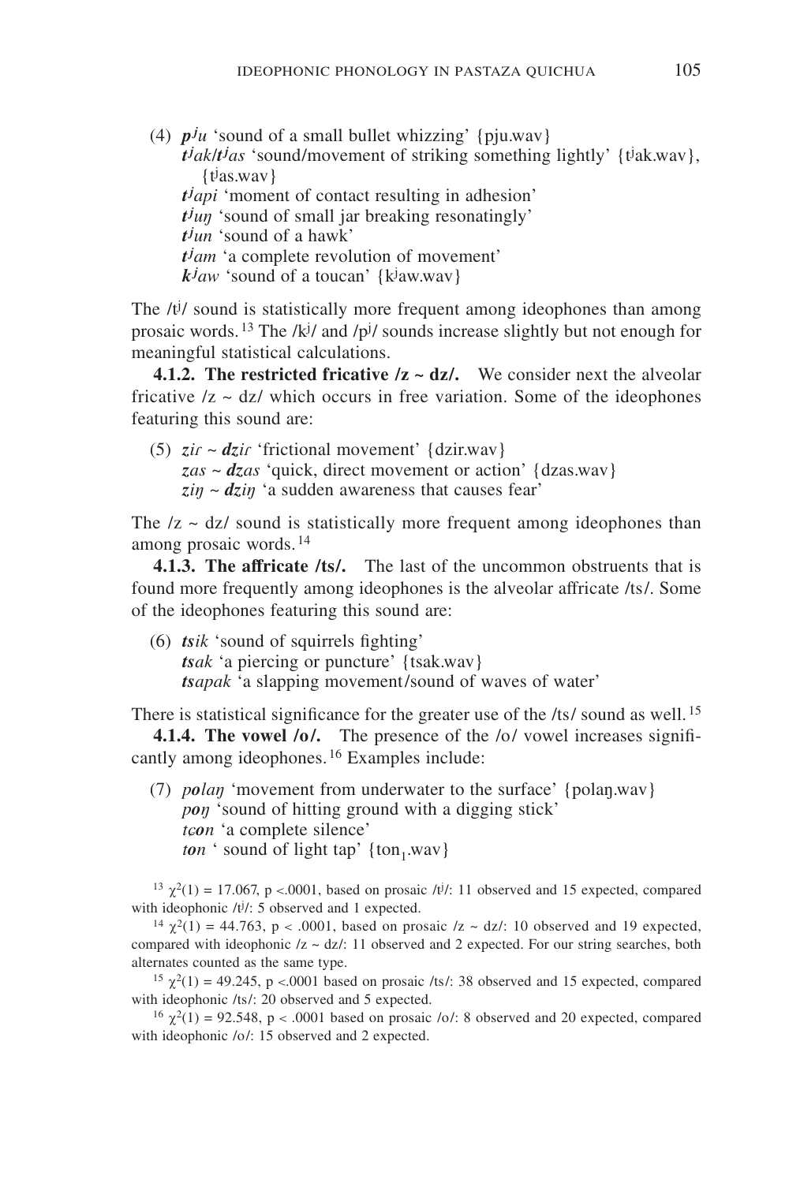(4) ***pʲu*** 'sound of a small bullet whizzing' {pju.wav}
***tʲak***/***tʲas*** 'sound/movement of striking something lightly' {tʲak.wav}, {tʲas.wav}
***tʲapi*** 'moment of contact resulting in adhesion'
***tʲuŋ*** 'sound of small jar breaking resonatingly'
***tʲun*** 'sound of a hawk'
***tʲam*** 'a complete revolution of movement'
***kʲaw*** 'sound of a toucan' {kʲaw.wav}

The /tʲ/ sound is statistically more frequent among ideophones than among prosaic words.[13] The /kʲ/ and /pʲ/ sounds increase slightly but not enough for meaningful statistical calculations.

**4.1.2. The restricted fricative /z ~ dz/.** We consider next the alveolar fricative /z ~ dz/ which occurs in free variation. Some of the ideophones featuring this sound are:

(5) ***zir*** ~ ***dzir*** 'frictional movement' {dzir.wav}
***zas*** ~ ***dzas*** 'quick, direct movement or action' {dzas.wav}
***ziŋ*** ~ ***dziŋ*** 'a sudden awareness that causes fear'

The /z ~ dz/ sound is statistically more frequent among ideophones than among prosaic words.[14]

**4.1.3. The affricate /ts/.** The last of the uncommon obstruents that is found more frequently among ideophones is the alveolar affricate /ts/. Some of the ideophones featuring this sound are:

(6) ***tsik*** 'sound of squirrels fighting'
***tsak*** 'a piercing or puncture' {tsak.wav}
***tsapak*** 'a slapping movement/sound of waves of water'

There is statistical significance for the greater use of the /ts/ sound as well.[15]

**4.1.4. The vowel /o/.** The presence of the /o/ vowel increases significantly among ideophones.[16] Examples include:

(7) ***polaŋ*** 'movement from underwater to the surface' {polaŋ.wav}
***poŋ*** 'sound of hitting ground with a digging stick'
***tɕon*** 'a complete silence'
***ton*** ' sound of light tap' {$ton_1$.wav}

[13] $\chi^2(1) = 17.067$, $p < .0001$, based on prosaic /tʲ/: 11 observed and 15 expected, compared with ideophonic /tʲ/: 5 observed and 1 expected.

[14] $\chi^2(1) = 44.763$, $p < .0001$, based on prosaic /z ~ dz/: 10 observed and 19 expected, compared with ideophonic /z ~ dz/: 11 observed and 2 expected. For our string searches, both alternates counted as the same type.

[15] $\chi^2(1) = 49.245$, $p < .0001$ based on prosaic /ts/: 38 observed and 15 expected, compared with ideophonic /ts/: 20 observed and 5 expected.

[16] $\chi^2(1) = 92.548$, $p < .0001$ based on prosaic /o/: 8 observed and 20 expected, compared with ideophonic /o/: 15 observed and 2 expected.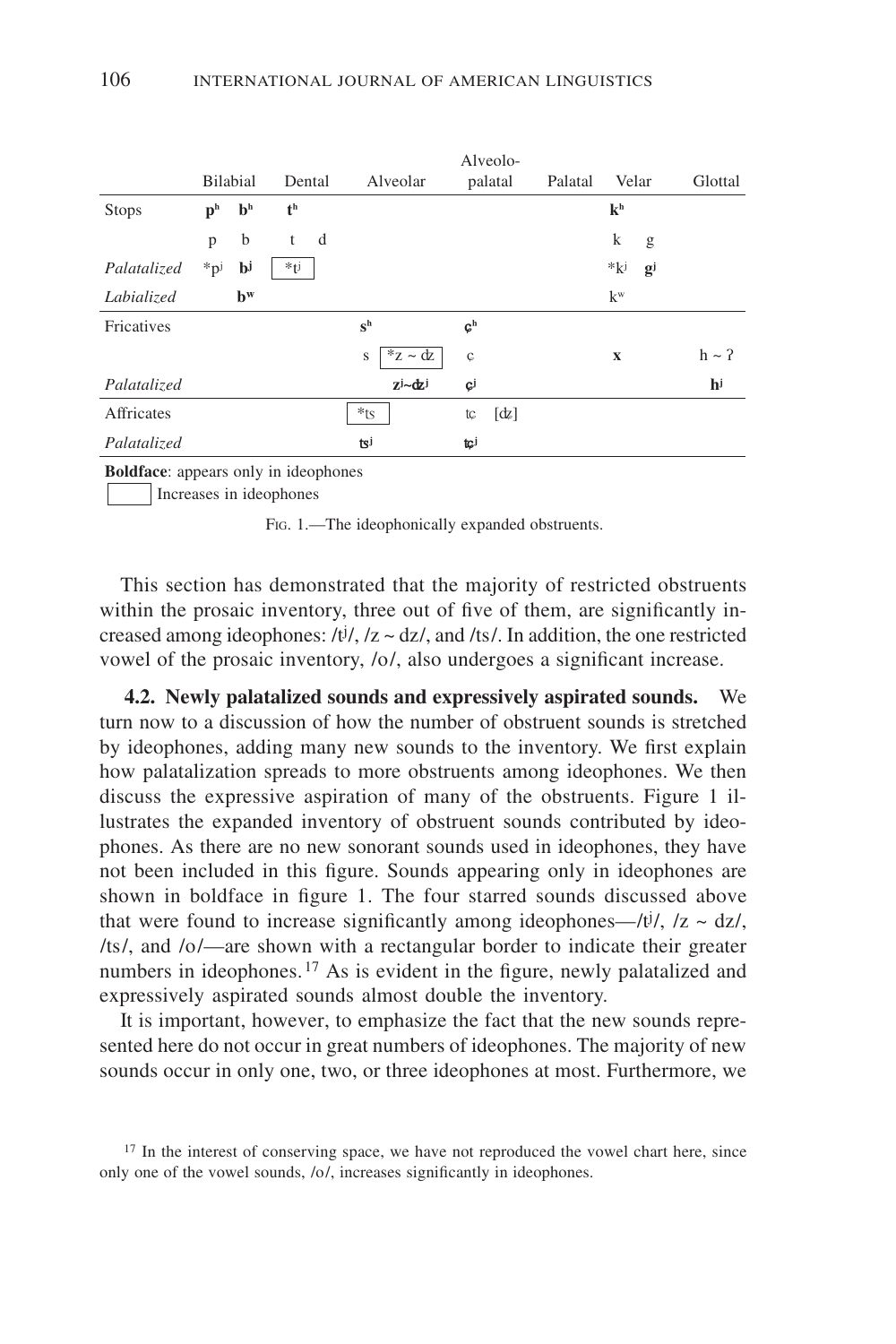|  | Bilabial |  | Dental |  | Alveolar |  | Alveolo-palatal |  | Palatal | Velar |  | Glottal |
|---|---|---|---|---|---|---|---|---|---|---|---|---|
| Stops | **pʰ** | **bʰ** | **tʰ** |  |  |  |  |  |  | **kʰ** |  |  |
|  | p | b | t | d |  |  |  |  |  | k | g |  |
| *Palatalized* | *pʲ | **bʲ** | [*tʲ] |  |  |  |  |  |  | *kʲ | **gʲ** |  |
| *Labialized* |  | **bʷ** |  |  |  |  |  |  |  | kʷ |  |  |
| Fricatives |  |  |  |  | **sʰ** |  | **ɕʰ** |  |  |  |  |  |
|  |  |  |  |  | s | [*z ~ dz] | ɕ |  |  | **x** |  | h ~ ʔ |
| *Palatalized* |  |  |  |  | **zʲ~dzʲ** |  | **ɕʲ** |  |  |  |  | **hʲ** |
| Affricates |  |  |  |  | [*ts] |  | tɕ | [dʑ] |  |  |  |  |
| *Palatalized* |  |  |  |  | **tsʲ** |  | **tɕʲ** |  |  |  |  |  |

**Boldface**: appears only in ideophones

[ ] Increases in ideophones

FIG. 1.—The ideophonically expanded obstruents.

This section has demonstrated that the majority of restricted obstruents within the prosaic inventory, three out of five of them, are significantly increased among ideophones: /tʲ/, /z ~ dz/, and /ts/. In addition, the one restricted vowel of the prosaic inventory, /o/, also undergoes a significant increase.

**4.2. Newly palatalized sounds and expressively aspirated sounds.** We turn now to a discussion of how the number of obstruent sounds is stretched by ideophones, adding many new sounds to the inventory. We first explain how palatalization spreads to more obstruents among ideophones. We then discuss the expressive aspiration of many of the obstruents. Figure 1 illustrates the expanded inventory of obstruent sounds contributed by ideophones. As there are no new sonorant sounds used in ideophones, they have not been included in this figure. Sounds appearing only in ideophones are shown in boldface in figure 1. The four starred sounds discussed above that were found to increase significantly among ideophones—/tʲ/, /z ~ dz/, /ts/, and /o/—are shown with a rectangular border to indicate their greater numbers in ideophones.[17] As is evident in the figure, newly palatalized and expressively aspirated sounds almost double the inventory.

It is important, however, to emphasize the fact that the new sounds represented here do not occur in great numbers of ideophones. The majority of new sounds occur in only one, two, or three ideophones at most. Furthermore, we

[17] In the interest of conserving space, we have not reproduced the vowel chart here, since only one of the vowel sounds, /o/, increases significantly in ideophones.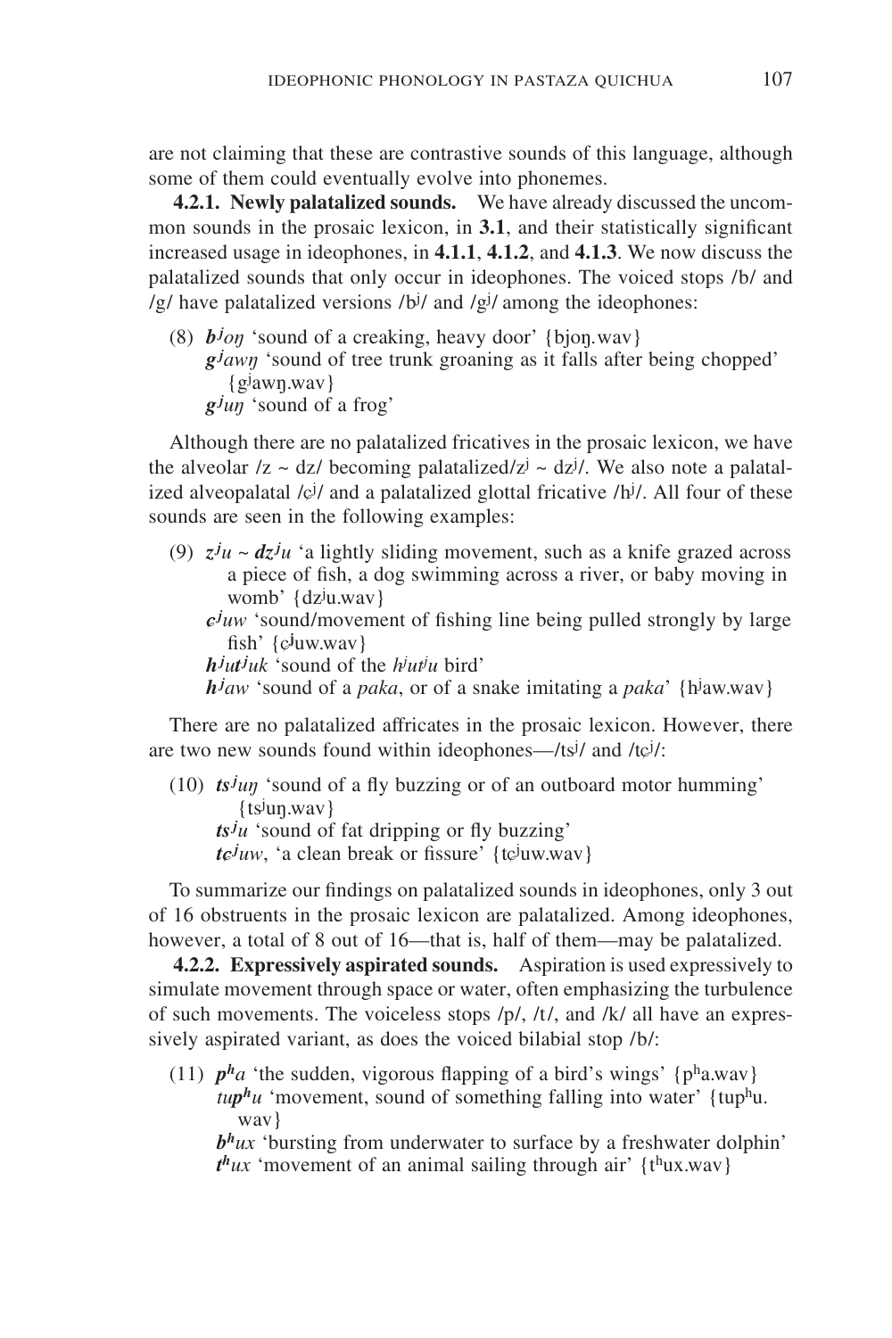are not claiming that these are contrastive sounds of this language, although some of them could eventually evolve into phonemes.

**4.2.1. Newly palatalized sounds.** We have already discussed the uncommon sounds in the prosaic lexicon, in **3.1**, and their statistically significant increased usage in ideophones, in **4.1.1**, **4.1.2**, and **4.1.3**. We now discuss the palatalized sounds that only occur in ideophones. The voiced stops /b/ and /g/ have palatalized versions /bʲ/ and /gʲ/ among the ideophones:

(8) ***bʲoŋ*** 'sound of a creaking, heavy door' {bjoŋ.wav}
***gʲawŋ*** 'sound of tree trunk groaning as it falls after being chopped' {gʲawŋ.wav}
***gʲuŋ*** 'sound of a frog'

Although there are no palatalized fricatives in the prosaic lexicon, we have the alveolar /z ~ dz/ becoming palatalized/zʲ ~ dzʲ/. We also note a palatalized alveopalatal /ɕʲ/ and a palatalized glottal fricative /hʲ/. All four of these sounds are seen in the following examples:

(9) ***zʲu ~ dzʲu*** 'a lightly sliding movement, such as a knife grazed across a piece of fish, a dog swimming across a river, or baby moving in womb' {dzʲu.wav}
***ɕʲuw*** 'sound/movement of fishing line being pulled strongly by large fish' {ɕʲuw.wav}
***hʲutʲuk*** 'sound of the *hʲutʲu* bird'
***hʲaw*** 'sound of a *paka*, or of a snake imitating a *paka*' {hʲaw.wav}

There are no palatalized affricates in the prosaic lexicon. However, there are two new sounds found within ideophones—/tsʲ/ and /tɕʲ/:

(10) ***tsʲuŋ*** 'sound of a fly buzzing or of an outboard motor humming' {tsʲuŋ.wav}
***tsʲu*** 'sound of fat dripping or fly buzzing'
***tɕʲuw***, 'a clean break or fissure' {tɕʲuw.wav}

To summarize our findings on palatalized sounds in ideophones, only 3 out of 16 obstruents in the prosaic lexicon are palatalized. Among ideophones, however, a total of 8 out of 16—that is, half of them—may be palatalized.

**4.2.2. Expressively aspirated sounds.** Aspiration is used expressively to simulate movement through space or water, often emphasizing the turbulence of such movements. The voiceless stops /p/, /t/, and /k/ all have an expressively aspirated variant, as does the voiced bilabial stop /b/:

(11) ***pʰa*** 'the sudden, vigorous flapping of a bird's wings' {pʰa.wav}
*tu**pʰu*** 'movement, sound of something falling into water' {tupʰu.wav}
***bʰux*** 'bursting from underwater to surface by a freshwater dolphin'
***tʰux*** 'movement of an animal sailing through air' {tʰux.wav}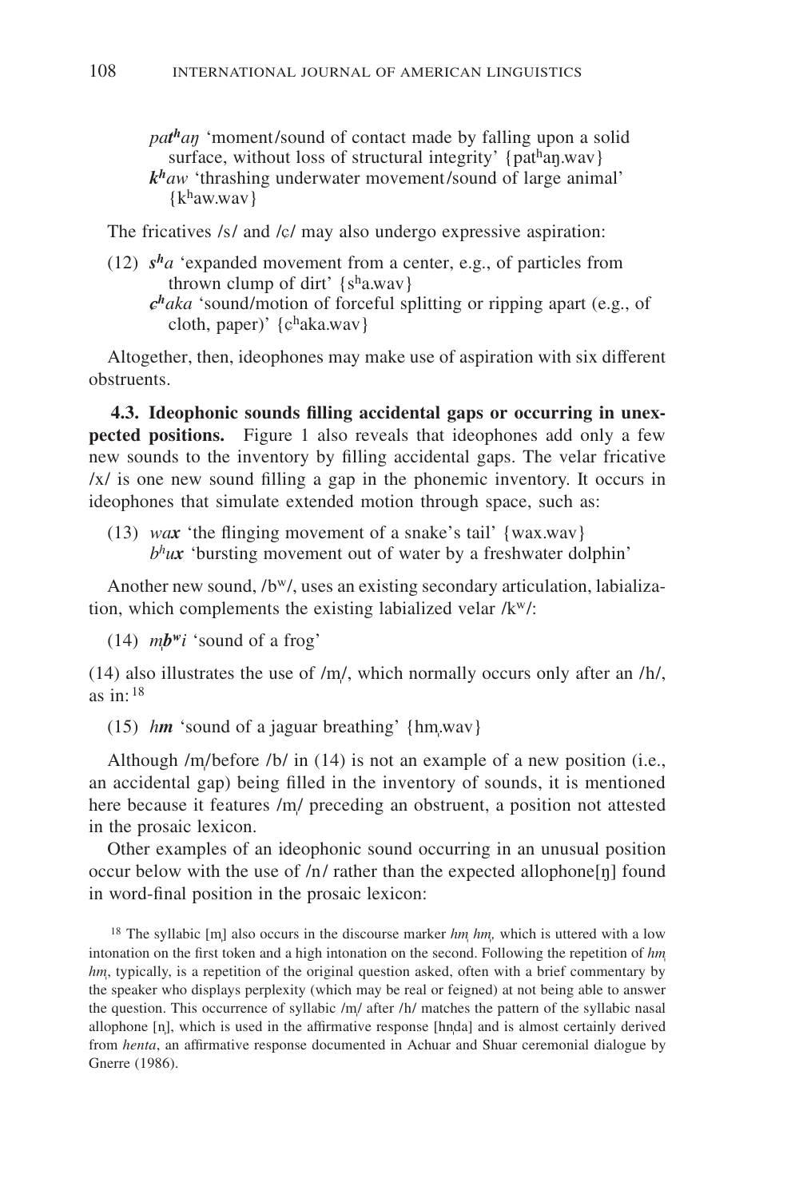*pa**tʰ**aŋ* 'moment/sound of contact made by falling upon a solid surface, without loss of structural integrity' {patʰaŋ.wav}
***kʰ**aw* 'thrashing underwater movement/sound of large animal' {kʰaw.wav}

The fricatives /s/ and /ɕ/ may also undergo expressive aspiration:

(12) ***sʰ**a* 'expanded movement from a center, e.g., of particles from thrown clump of dirt' {sʰa.wav}
***ɕʰ**aka* 'sound/motion of forceful splitting or ripping apart (e.g., of cloth, paper)' {ɕʰaka.wav}

Altogether, then, ideophones may make use of aspiration with six different obstruents.

**4.3. Ideophonic sounds filling accidental gaps or occurring in unexpected positions.** Figure 1 also reveals that ideophones add only a few new sounds to the inventory by filling accidental gaps. The velar fricative /x/ is one new sound filling a gap in the phonemic inventory. It occurs in ideophones that simulate extended motion through space, such as:

(13) *wa**x*** 'the flinging movement of a snake's tail' {wax.wav}
*bʰu**x*** 'bursting movement out of water by a freshwater dolphin'

Another new sound, /bʷ/, uses an existing secondary articulation, labialization, which complements the existing labialized velar /kʷ/:

(14) *m̩**bʷ**i* 'sound of a frog'

(14) also illustrates the use of /m̩/, which normally occurs only after an /h/, as in:[18]

(15) *h**m̩*** 'sound of a jaguar breathing' {hm̩.wav}

Although /m̩/before /b/ in (14) is not an example of a new position (i.e., an accidental gap) being filled in the inventory of sounds, it is mentioned here because it features /m̩/ preceding an obstruent, a position not attested in the prosaic lexicon.

Other examples of an ideophonic sound occurring in an unusual position occur below with the use of /n/ rather than the expected allophone[ŋ] found in word-final position in the prosaic lexicon:

[18] The syllabic [m̩] also occurs in the discourse marker *hm̩ hm̩,* which is uttered with a low intonation on the first token and a high intonation on the second. Following the repetition of *hm̩ hm̩*, typically, is a repetition of the original question asked, often with a brief commentary by the speaker who displays perplexity (which may be real or feigned) at not being able to answer the question. This occurrence of syllabic /m̩/ after /h/ matches the pattern of the syllabic nasal allophone [n̩], which is used in the affirmative response [hn̩da] and is almost certainly derived from *henta*, an affirmative response documented in Achuar and Shuar ceremonial dialogue by Gnerre (1986).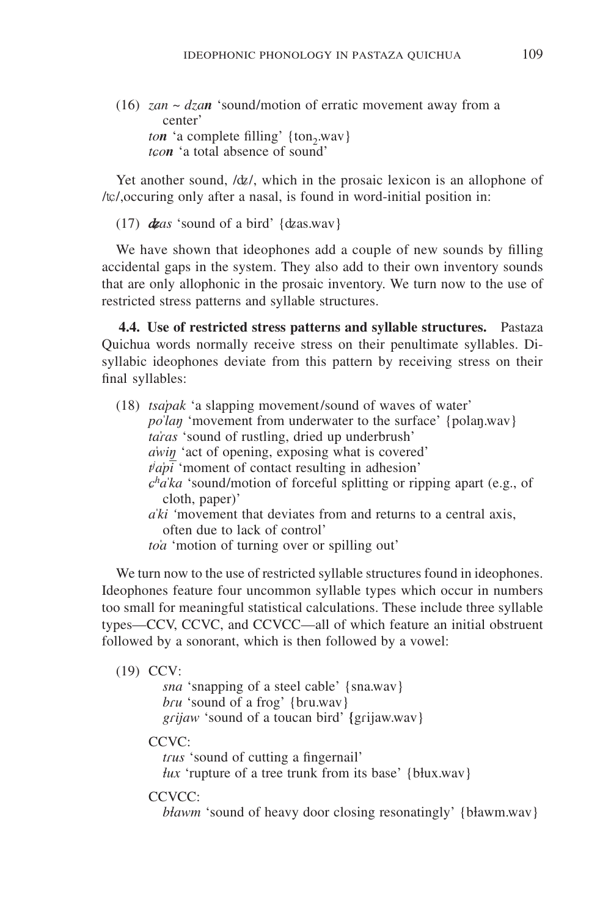(16) *zan ~ dzan* 'sound/motion of erratic movement away from a center'
*ton* 'a complete filling' {ton$_2$.wav}
*tɕon* 'a total absence of sound'

Yet another sound, /dʑ/, which in the prosaic lexicon is an allophone of /tɕ/,occuring only after a nasal, is found in word-initial position in:

(17) ***dʑ**as* 'sound of a bird' {dʑas.wav}

We have shown that ideophones add a couple of new sounds by filling accidental gaps in the system. They also add to their own inventory sounds that are only allophonic in the prosaic inventory. We turn now to the use of restricted stress patterns and syllable structures.

**4.4. Use of restricted stress patterns and syllable structures.** Pastaza Quichua words normally receive stress on their penultimate syllables. Disyllabic ideophones deviate from this pattern by receiving stress on their final syllables:

(18) *tsaˈpak* 'a slapping movement/sound of waves of water'
*poˈlaŋ* 'movement from underwater to the surface' {polaŋ.wav}
*taˈɾas* 'sound of rustling, dried up underbrush'
*aˈwiŋ* 'act of opening, exposing what is covered'
*tʲaˈpi* 'moment of contact resulting in adhesion'
*ɕʰaˈka* 'sound/motion of forceful splitting or ripping apart (e.g., of cloth, paper)'
*aˈki* 'movement that deviates from and returns to a central axis, often due to lack of control'
*toˈa* 'motion of turning over or spilling out'

We turn now to the use of restricted syllable structures found in ideophones. Ideophones feature four uncommon syllable types which occur in numbers too small for meaningful statistical calculations. These include three syllable types—CCV, CCVC, and CCVCC—all of which feature an initial obstruent followed by a sonorant, which is then followed by a vowel:

(19) CCV:
*sna* 'snapping of a steel cable' {sna.wav}
*bɾu* 'sound of a frog' {bɾu.wav}
*gɾijaw* 'sound of a toucan bird' {gɾijaw.wav}

CCVC:
*tɾus* 'sound of cutting a fingernail'
*ɫux* 'rupture of a tree trunk from its base' {bɫux.wav}

CCVCC:
*bɫawm* 'sound of heavy door closing resonatingly' {bɫawm.wav}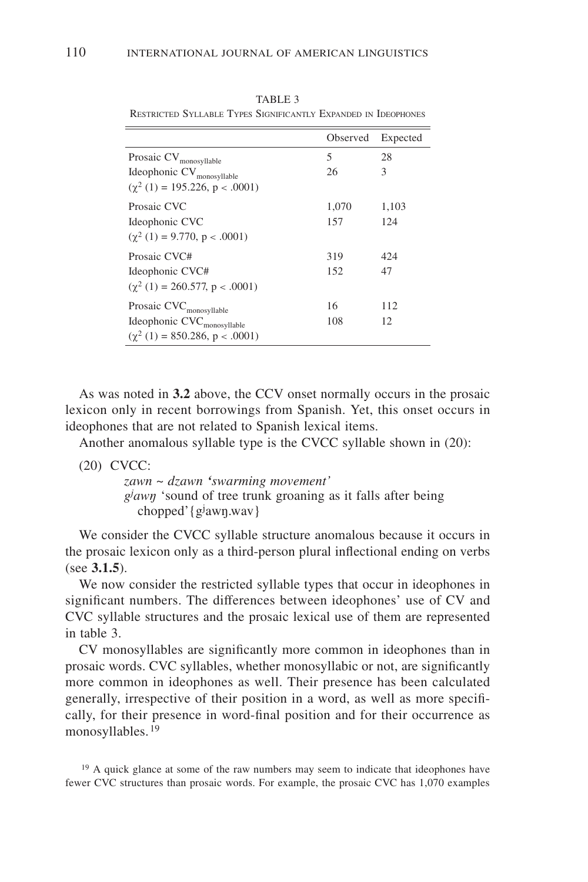TABLE 3
Restricted Syllable Types Significantly Expanded in Ideophones

| | Observed | Expected |
|---|---|---|
| Prosaic $CV_{monosyllable}$ | 5 | 28 |
| Ideophonic $CV_{monosyllable}$ | 26 | 3 |
| ($\chi^2$ (1) = 195.226, $p < .0001$) | | |
| Prosaic CVC | 1,070 | 1,103 |
| Ideophonic CVC | 157 | 124 |
| ($\chi^2$ (1) = 9.770, $p < .0001$) | | |
| Prosaic CVC# | 319 | 424 |
| Ideophonic CVC# | 152 | 47 |
| ($\chi^2$ (1) = 260.577, $p < .0001$) | | |
| Prosaic $CVC_{monosyllable}$ | 16 | 112 |
| Ideophonic $CVC_{monosyllable}$ | 108 | 12 |
| ($\chi^2$ (1) = 850.286, $p < .0001$) | | |

As was noted in **3.2** above, the CCV onset normally occurs in the prosaic lexicon only in recent borrowings from Spanish. Yet, this onset occurs in ideophones that are not related to Spanish lexical items.

Another anomalous syllable type is the CVCC syllable shown in (20):

(20) CVCC:
*zawn ~ dzawn 'swarming movement'*
*gʲawŋ* 'sound of tree trunk groaning as it falls after being chopped'{gʲawŋ.wav}

We consider the CVCC syllable structure anomalous because it occurs in the prosaic lexicon only as a third-person plural inflectional ending on verbs (see **3.1.5**).

We now consider the restricted syllable types that occur in ideophones in significant numbers. The differences between ideophones' use of CV and CVC syllable structures and the prosaic lexical use of them are represented in table 3.

CV monosyllables are significantly more common in ideophones than in prosaic words. CVC syllables, whether monosyllabic or not, are significantly more common in ideophones as well. Their presence has been calculated generally, irrespective of their position in a word, as well as more specifically, for their presence in word-final position and for their occurrence as monosyllables.[19]

[19] A quick glance at some of the raw numbers may seem to indicate that ideophones have fewer CVC structures than prosaic words. For example, the prosaic CVC has 1,070 examples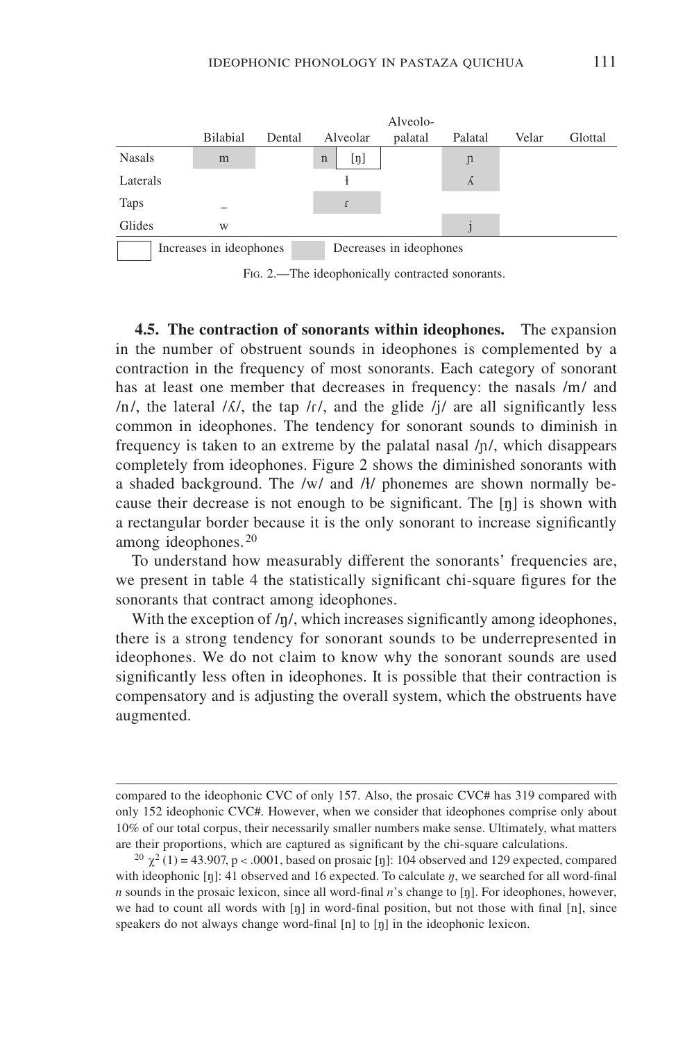|  | Bilabial | Dental | Alveolar |  | Alveolo-palatal | Palatal | Velar | Glottal |
|---|---|---|---|---|---|---|---|---|
| Nasals | m |  | n | [ŋ] |  | ɲ |  |  |
| Laterals |  |  | ɬ |  |  | ʎ |  |  |
| Taps | _ |  | ɾ |  |  |  |  |  |
| Glides | w |  |  |  |  | j |  |  |

Increases in ideophones ([ŋ]); Decreases in ideophones (m, n, ʎ, ɾ, ɲ, j)

Fig. 2.—The ideophonically contracted sonorants.

**4.5. The contraction of sonorants within ideophones.** The expansion in the number of obstruent sounds in ideophones is complemented by a contraction in the frequency of most sonorants. Each category of sonorant has at least one member that decreases in frequency: the nasals /m/ and /n/, the lateral /ʎ/, the tap /ɾ/, and the glide /j/ are all significantly less common in ideophones. The tendency for sonorant sounds to diminish in frequency is taken to an extreme by the palatal nasal /ɲ/, which disappears completely from ideophones. Figure 2 shows the diminished sonorants with a shaded background. The /w/ and /ɬ/ phonemes are shown normally because their decrease is not enough to be significant. The [ŋ] is shown with a rectangular border because it is the only sonorant to increase significantly among ideophones.[20]

To understand how measurably different the sonorants' frequencies are, we present in table 4 the statistically significant chi-square figures for the sonorants that contract among ideophones.

With the exception of /ŋ/, which increases significantly among ideophones, there is a strong tendency for sonorant sounds to be underrepresented in ideophones. We do not claim to know why the sonorant sounds are used significantly less often in ideophones. It is possible that their contraction is compensatory and is adjusting the overall system, which the obstruents have augmented.

---

compared to the ideophonic CVC of only 157. Also, the prosaic CVC# has 319 compared with only 152 ideophonic CVC#. However, when we consider that ideophones comprise only about 10% of our total corpus, their necessarily smaller numbers make sense. Ultimately, what matters are their proportions, which are captured as significant by the chi-square calculations.

[20] $\chi^2$ (1) = 43.907, $p < .0001$, based on prosaic [ŋ]: 104 observed and 129 expected, compared with ideophonic [ŋ]: 41 observed and 16 expected. To calculate *ŋ*, we searched for all word-final *n* sounds in the prosaic lexicon, since all word-final *n*'s change to [ŋ]. For ideophones, however, we had to count all words with [ŋ] in word-final position, but not those with final [n], since speakers do not always change word-final [n] to [ŋ] in the ideophonic lexicon.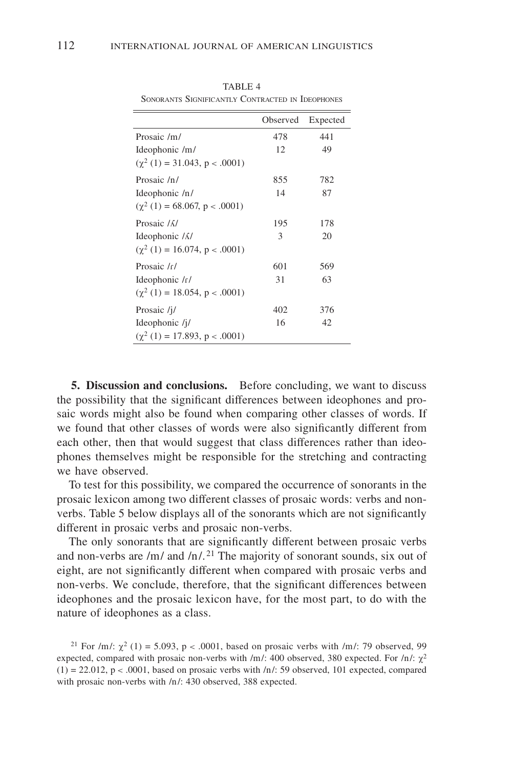TABLE 4
Sonorants Significantly Contracted in Ideophones

| | Observed | Expected |
|---|---|---|
| Prosaic /m/ | 478 | 441 |
| Ideophonic /m/ | 12 | 49 |
| ($\chi^2$ (1) = 31.043, $p < .0001$) | | |
| Prosaic /n/ | 855 | 782 |
| Ideophonic /n/ | 14 | 87 |
| ($\chi^2$ (1) = 68.067, $p < .0001$) | | |
| Prosaic /ʎ/ | 195 | 178 |
| Ideophonic /ʎ/ | 3 | 20 |
| ($\chi^2$ (1) = 16.074, $p < .0001$) | | |
| Prosaic /ɾ/ | 601 | 569 |
| Ideophonic /ɾ/ | 31 | 63 |
| ($\chi^2$ (1) = 18.054, $p < .0001$) | | |
| Prosaic /j/ | 402 | 376 |
| Ideophonic /j/ | 16 | 42 |
| ($\chi^2$ (1) = 17.893, $p < .0001$) | | |

**5. Discussion and conclusions.** Before concluding, we want to discuss the possibility that the significant differences between ideophones and prosaic words might also be found when comparing other classes of words. If we found that other classes of words were also significantly different from each other, then that would suggest that class differences rather than ideophones themselves might be responsible for the stretching and contracting we have observed.

To test for this possibility, we compared the occurrence of sonorants in the prosaic lexicon among two different classes of prosaic words: verbs and non-verbs. Table 5 below displays all of the sonorants which are not significantly different in prosaic verbs and prosaic non-verbs.

The only sonorants that are significantly different between prosaic verbs and non-verbs are /m/ and /n/.[21] The majority of sonorant sounds, six out of eight, are not significantly different when compared with prosaic verbs and non-verbs. We conclude, therefore, that the significant differences between ideophones and the prosaic lexicon have, for the most part, to do with the nature of ideophones as a class.

[21] For /m/: $\chi^2$ (1) = 5.093, $p < .0001$, based on prosaic verbs with /m/: 79 observed, 99 expected, compared with prosaic non-verbs with /m/: 400 observed, 380 expected. For /n/: $\chi^2$ (1) = 22.012, $p < .0001$, based on prosaic verbs with /n/: 59 observed, 101 expected, compared with prosaic non-verbs with /n/: 430 observed, 388 expected.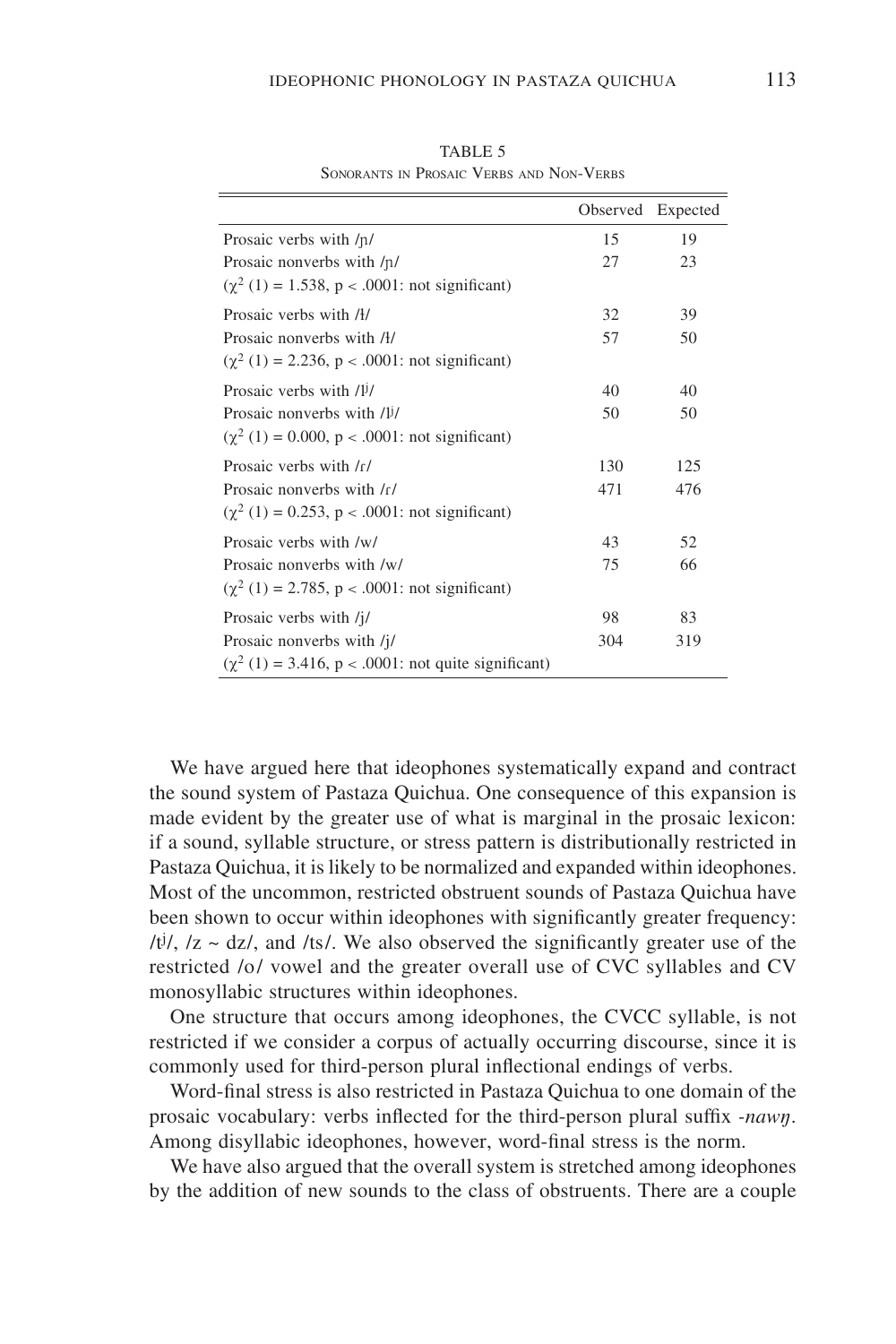TABLE 5
SONORANTS IN PROSAIC VERBS AND NON-VERBS

| | Observed | Expected |
|---|---|---|
| Prosaic verbs with /ɲ/ | 15 | 19 |
| Prosaic nonverbs with /ɲ/ | 27 | 23 |
| ($\chi^2$ (1) = 1.538, p < .0001: not significant) | | |
| Prosaic verbs with /ɬ/ | 32 | 39 |
| Prosaic nonverbs with /ɬ/ | 57 | 50 |
| ($\chi^2$ (1) = 2.236, p < .0001: not significant) | | |
| Prosaic verbs with /lʲ/ | 40 | 40 |
| Prosaic nonverbs with /lʲ/ | 50 | 50 |
| ($\chi^2$ (1) = 0.000, p < .0001: not significant) | | |
| Prosaic verbs with /ɾ/ | 130 | 125 |
| Prosaic nonverbs with /ɾ/ | 471 | 476 |
| ($\chi^2$ (1) = 0.253, p < .0001: not significant) | | |
| Prosaic verbs with /w/ | 43 | 52 |
| Prosaic nonverbs with /w/ | 75 | 66 |
| ($\chi^2$ (1) = 2.785, p < .0001: not significant) | | |
| Prosaic verbs with /j/ | 98 | 83 |
| Prosaic nonverbs with /j/ | 304 | 319 |
| ($\chi^2$ (1) = 3.416, p < .0001: not quite significant) | | |

We have argued here that ideophones systematically expand and contract the sound system of Pastaza Quichua. One consequence of this expansion is made evident by the greater use of what is marginal in the prosaic lexicon: if a sound, syllable structure, or stress pattern is distributionally restricted in Pastaza Quichua, it is likely to be normalized and expanded within ideophones. Most of the uncommon, restricted obstruent sounds of Pastaza Quichua have been shown to occur within ideophones with significantly greater frequency: /tʲ/, /z ~ dz/, and /ts/. We also observed the significantly greater use of the restricted /o/ vowel and the greater overall use of CVC syllables and CV monosyllabic structures within ideophones.

One structure that occurs among ideophones, the CVCC syllable, is not restricted if we consider a corpus of actually occurring discourse, since it is commonly used for third-person plural inflectional endings of verbs.

Word-final stress is also restricted in Pastaza Quichua to one domain of the prosaic vocabulary: verbs inflected for the third-person plural suffix *-nawŋ*. Among disyllabic ideophones, however, word-final stress is the norm.

We have also argued that the overall system is stretched among ideophones by the addition of new sounds to the class of obstruents. There are a couple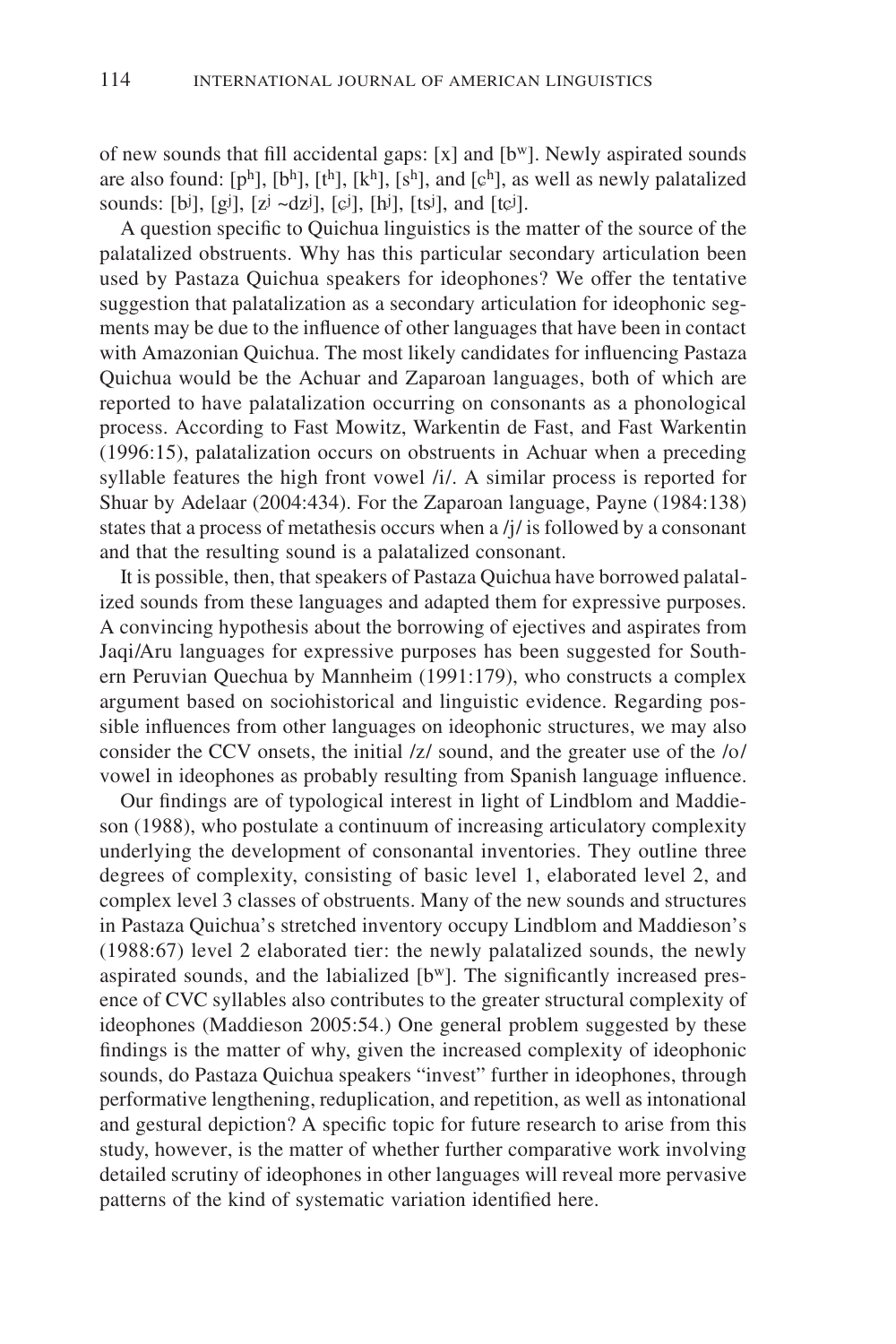of new sounds that fill accidental gaps: [x] and [bʷ]. Newly aspirated sounds are also found: [pʰ], [bʰ], [tʰ], [kʰ], [sʰ], and [ɕʰ], as well as newly palatalized sounds: [bʲ], [gʲ], [zʲ ~dzʲ], [ɕʲ], [hʲ], [tsʲ], and [tɕʲ].

A question specific to Quichua linguistics is the matter of the source of the palatalized obstruents. Why has this particular secondary articulation been used by Pastaza Quichua speakers for ideophones? We offer the tentative suggestion that palatalization as a secondary articulation for ideophonic segments may be due to the influence of other languages that have been in contact with Amazonian Quichua. The most likely candidates for influencing Pastaza Quichua would be the Achuar and Zaparoan languages, both of which are reported to have palatalization occurring on consonants as a phonological process. According to Fast Mowitz, Warkentin de Fast, and Fast Warkentin (1996:15), palatalization occurs on obstruents in Achuar when a preceding syllable features the high front vowel /i/. A similar process is reported for Shuar by Adelaar (2004:434). For the Zaparoan language, Payne (1984:138) states that a process of metathesis occurs when a /j/ is followed by a consonant and that the resulting sound is a palatalized consonant.

It is possible, then, that speakers of Pastaza Quichua have borrowed palatalized sounds from these languages and adapted them for expressive purposes. A convincing hypothesis about the borrowing of ejectives and aspirates from Jaqi/Aru languages for expressive purposes has been suggested for Southern Peruvian Quechua by Mannheim (1991:179), who constructs a complex argument based on sociohistorical and linguistic evidence. Regarding possible influences from other languages on ideophonic structures, we may also consider the CCV onsets, the initial /z/ sound, and the greater use of the /o/ vowel in ideophones as probably resulting from Spanish language influence.

Our findings are of typological interest in light of Lindblom and Maddieson (1988), who postulate a continuum of increasing articulatory complexity underlying the development of consonantal inventories. They outline three degrees of complexity, consisting of basic level 1, elaborated level 2, and complex level 3 classes of obstruents. Many of the new sounds and structures in Pastaza Quichua's stretched inventory occupy Lindblom and Maddieson's (1988:67) level 2 elaborated tier: the newly palatalized sounds, the newly aspirated sounds, and the labialized [bʷ]. The significantly increased presence of CVC syllables also contributes to the greater structural complexity of ideophones (Maddieson 2005:54.) One general problem suggested by these findings is the matter of why, given the increased complexity of ideophonic sounds, do Pastaza Quichua speakers "invest" further in ideophones, through performative lengthening, reduplication, and repetition, as well as intonational and gestural depiction? A specific topic for future research to arise from this study, however, is the matter of whether further comparative work involving detailed scrutiny of ideophones in other languages will reveal more pervasive patterns of the kind of systematic variation identified here.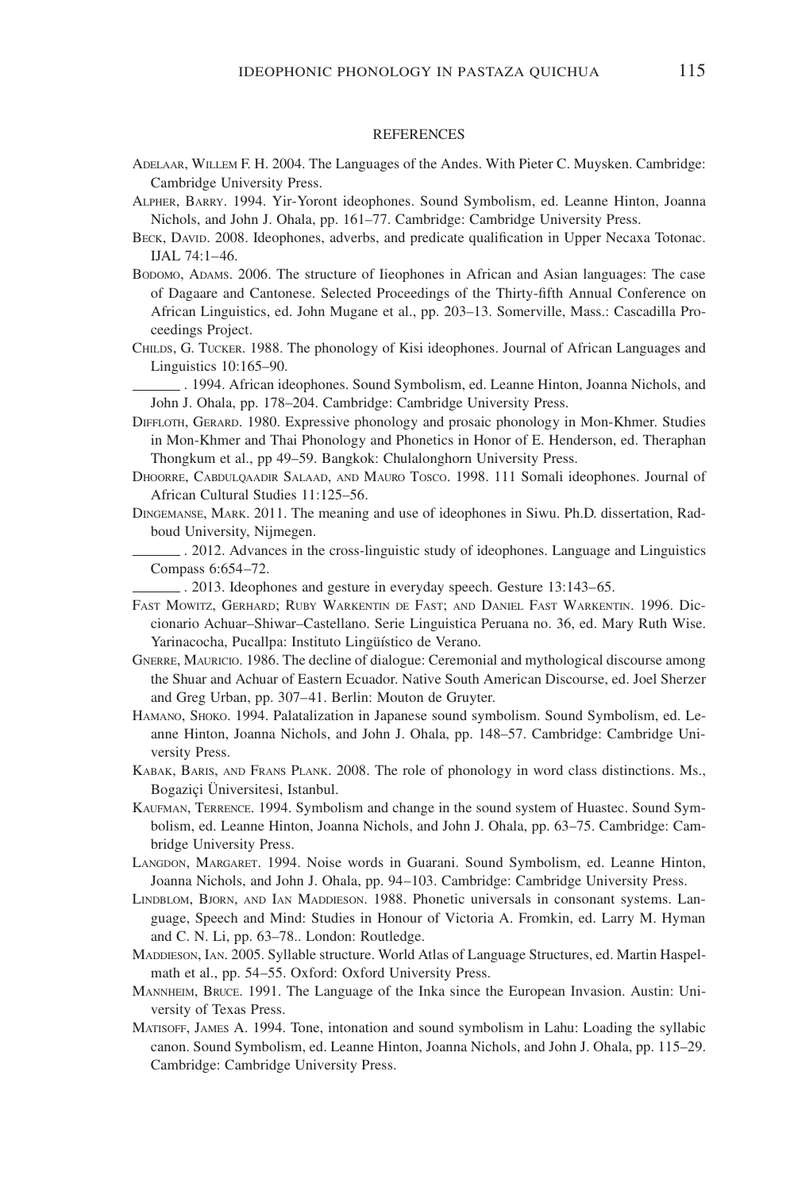## REFERENCES

Adelaar, Willem F. H. 2004. The Languages of the Andes. With Pieter C. Muysken. Cambridge: Cambridge University Press.

Alpher, Barry. 1994. Yir-Yoront ideophones. Sound Symbolism, ed. Leanne Hinton, Joanna Nichols, and John J. Ohala, pp. 161–77. Cambridge: Cambridge University Press.

Beck, David. 2008. Ideophones, adverbs, and predicate qualification in Upper Necaxa Totonac. IJAL 74:1–46.

Bodomo, Adams. 2006. The structure of Iieophones in African and Asian languages: The case of Dagaare and Cantonese. Selected Proceedings of the Thirty-fifth Annual Conference on African Linguistics, ed. John Mugane et al., pp. 203–13. Somerville, Mass.: Cascadilla Proceedings Project.

Childs, G. Tucker. 1988. The phonology of Kisi ideophones. Journal of African Languages and Linguistics 10:165–90.

\_\_\_\_\_\_ . 1994. African ideophones. Sound Symbolism, ed. Leanne Hinton, Joanna Nichols, and John J. Ohala, pp. 178–204. Cambridge: Cambridge University Press.

Diffloth, Gerard. 1980. Expressive phonology and prosaic phonology in Mon-Khmer. Studies in Mon-Khmer and Thai Phonology and Phonetics in Honor of E. Henderson, ed. Theraphan Thongkum et al., pp 49–59. Bangkok: Chulalonghorn University Press.

Dhoorre, Cabdulqaadir Salaad, and Mauro Tosco. 1998. 111 Somali ideophones. Journal of African Cultural Studies 11:125–56.

Dingemanse, Mark. 2011. The meaning and use of ideophones in Siwu. Ph.D. dissertation, Radboud University, Nijmegen.

\_\_\_\_\_\_ . 2012. Advances in the cross-linguistic study of ideophones. Language and Linguistics Compass 6:654–72.

\_\_\_\_\_\_ . 2013. Ideophones and gesture in everyday speech. Gesture 13:143–65.

Fast Mowitz, Gerhard; Ruby Warkentin de Fast; and Daniel Fast Warkentin. 1996. Diccionario Achuar–Shiwar–Castellano. Serie Linguistica Peruana no. 36, ed. Mary Ruth Wise. Yarinacocha, Pucallpa: Instituto Lingüístico de Verano.

Gnerre, Mauricio. 1986. The decline of dialogue: Ceremonial and mythological discourse among the Shuar and Achuar of Eastern Ecuador. Native South American Discourse, ed. Joel Sherzer and Greg Urban, pp. 307–41. Berlin: Mouton de Gruyter.

Hamano, Shoko. 1994. Palatalization in Japanese sound symbolism. Sound Symbolism, ed. Leanne Hinton, Joanna Nichols, and John J. Ohala, pp. 148–57. Cambridge: Cambridge University Press.

Kabak, Baris, and Frans Plank. 2008. The role of phonology in word class distinctions. Ms., Bogaziçi Üniversitesi, Istanbul.

Kaufman, Terrence. 1994. Symbolism and change in the sound system of Huastec. Sound Symbolism, ed. Leanne Hinton, Joanna Nichols, and John J. Ohala, pp. 63–75. Cambridge: Cambridge University Press.

Langdon, Margaret. 1994. Noise words in Guarani. Sound Symbolism, ed. Leanne Hinton, Joanna Nichols, and John J. Ohala, pp. 94–103. Cambridge: Cambridge University Press.

Lindblom, Bjorn, and Ian Maddieson. 1988. Phonetic universals in consonant systems. Language, Speech and Mind: Studies in Honour of Victoria A. Fromkin, ed. Larry M. Hyman and C. N. Li, pp. 63–78.. London: Routledge.

Maddieson, Ian. 2005. Syllable structure. World Atlas of Language Structures, ed. Martin Haspelmath et al., pp. 54–55. Oxford: Oxford University Press.

Mannheim, Bruce. 1991. The Language of the Inka since the European Invasion. Austin: University of Texas Press.

Matisoff, James A. 1994. Tone, intonation and sound symbolism in Lahu: Loading the syllabic canon. Sound Symbolism, ed. Leanne Hinton, Joanna Nichols, and John J. Ohala, pp. 115–29. Cambridge: Cambridge University Press.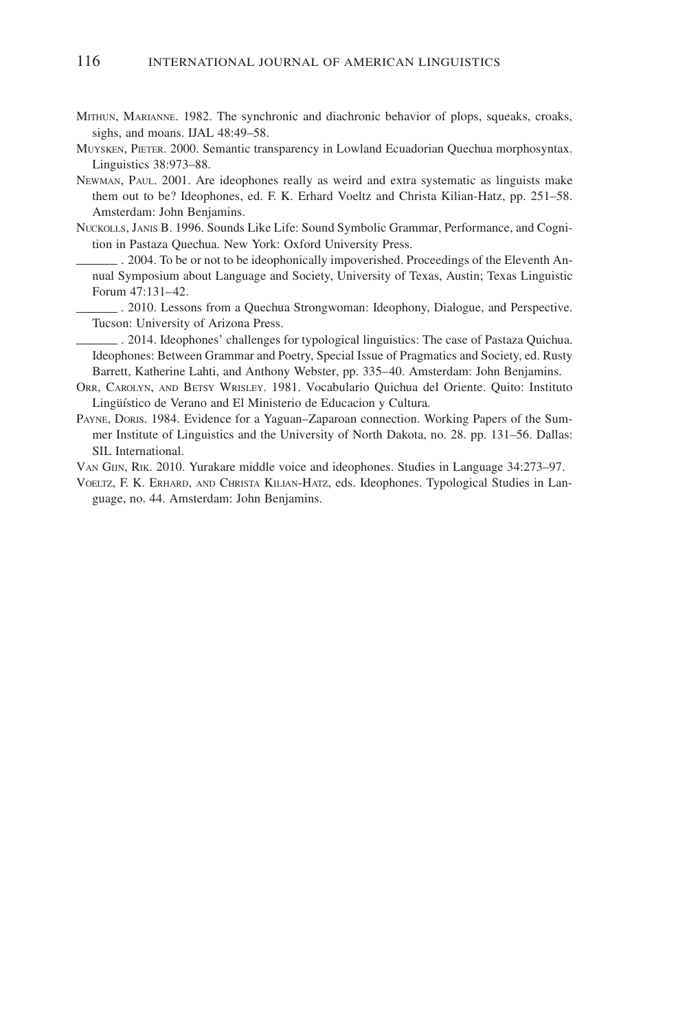Mithun, Marianne. 1982. The synchronic and diachronic behavior of plops, squeaks, croaks, sighs, and moans. IJAL 48:49–58.

Muysken, Pieter. 2000. Semantic transparency in Lowland Ecuadorian Quechua morphosyntax. Linguistics 38:973–88.

Newman, Paul. 2001. Are ideophones really as weird and extra systematic as linguists make them out to be? Ideophones, ed. F. K. Erhard Voeltz and Christa Kilian-Hatz, pp. 251–58. Amsterdam: John Benjamins.

Nuckolls, Janis B. 1996. Sounds Like Life: Sound Symbolic Grammar, Performance, and Cognition in Pastaza Quechua. New York: Oxford University Press.

_______ . 2004. To be or not to be ideophonically impoverished. Proceedings of the Eleventh Annual Symposium about Language and Society, University of Texas, Austin; Texas Linguistic Forum 47:131–42.

_______ . 2010. Lessons from a Quechua Strongwoman: Ideophony, Dialogue, and Perspective. Tucson: University of Arizona Press.

_______ . 2014. Ideophones' challenges for typological linguistics: The case of Pastaza Quichua. Ideophones: Between Grammar and Poetry, Special Issue of Pragmatics and Society, ed. Rusty Barrett, Katherine Lahti, and Anthony Webster, pp. 335–40. Amsterdam: John Benjamins.

Orr, Carolyn, and Betsy Wrisley. 1981. Vocabulario Quichua del Oriente. Quito: Instituto Lingüístico de Verano and El Ministerio de Educacion y Cultura.

Payne, Doris. 1984. Evidence for a Yaguan–Zaparoan connection. Working Papers of the Summer Institute of Linguistics and the University of North Dakota, no. 28. pp. 131–56. Dallas: SIL International.

Van Gijn, Rik. 2010. Yurakare middle voice and ideophones. Studies in Language 34:273–97.

Voeltz, F. K. Erhard, and Christa Kilian-Hatz, eds. Ideophones. Typological Studies in Language, no. 44. Amsterdam: John Benjamins.